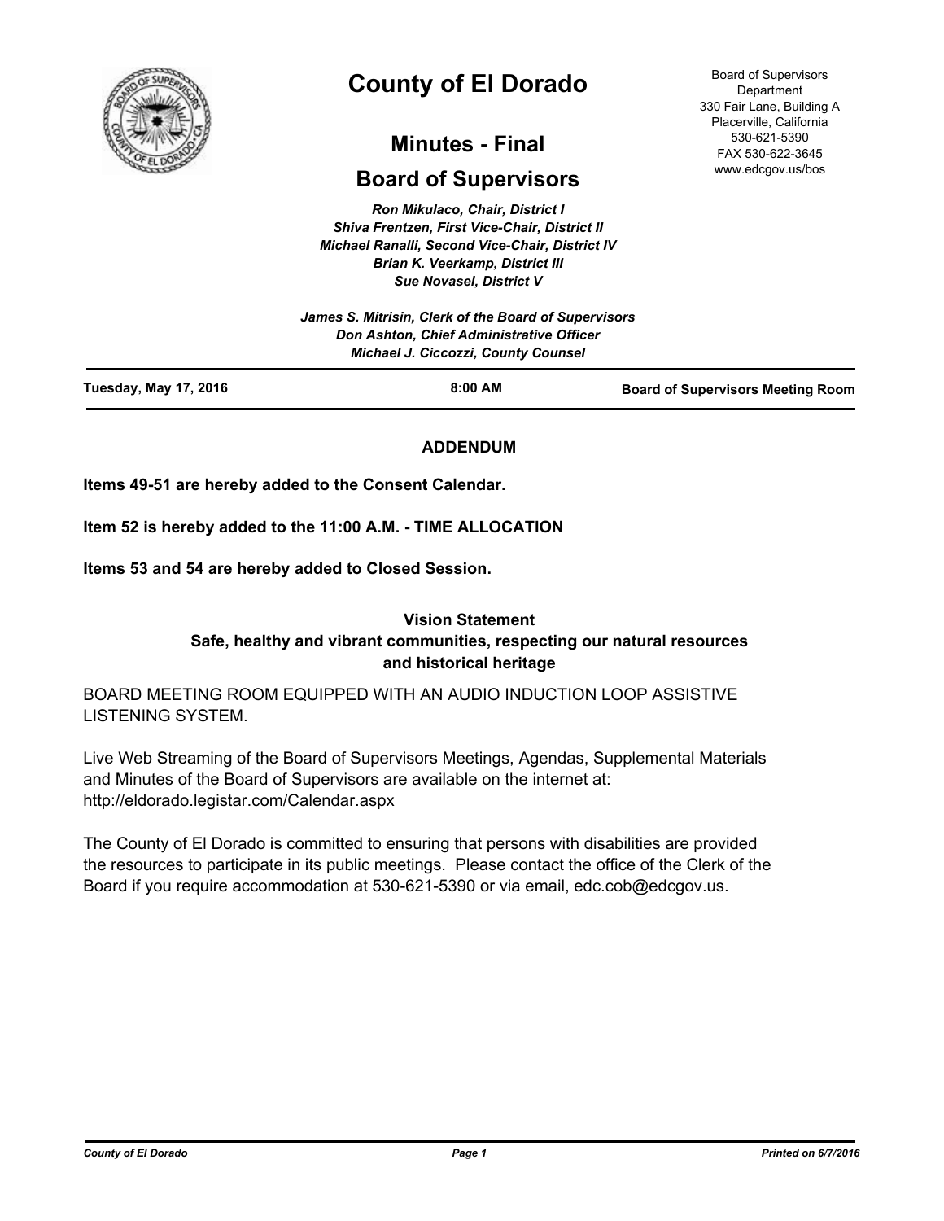# County of El Dorado

## Minutes - Final

## Board of Supervisors

Board of Supervisors Department
330 Fair Lane, Building A
Placerville, California
530-621-5390
FAX 530-622-3645
www.edcgov.us/bos

*Ron Mikulaco, Chair, District I*
*Shiva Frentzen, First Vice-Chair, District II*
*Michael Ranalli, Second Vice-Chair, District IV*
*Brian K. Veerkamp, District III*
*Sue Novasel, District V*

*James S. Mitrisin, Clerk of the Board of Supervisors*
*Don Ashton, Chief Administrative Officer*
*Michael J. Ciccozzi, County Counsel*

**Tuesday, May 17, 2016** | **8:00 AM** | **Board of Supervisors Meeting Room**

**ADDENDUM**

**Items 49-51 are hereby added to the Consent Calendar.**

**Item 52 is hereby added to the 11:00 A.M. - TIME ALLOCATION**

**Items 53 and 54 are hereby added to Closed Session.**

**Vision Statement**
**Safe, healthy and vibrant communities, respecting our natural resources and historical heritage**

BOARD MEETING ROOM EQUIPPED WITH AN AUDIO INDUCTION LOOP ASSISTIVE LISTENING SYSTEM.

Live Web Streaming of the Board of Supervisors Meetings, Agendas, Supplemental Materials and Minutes of the Board of Supervisors are available on the internet at: http://eldorado.legistar.com/Calendar.aspx

The County of El Dorado is committed to ensuring that persons with disabilities are provided the resources to participate in its public meetings. Please contact the office of the Clerk of the Board if you require accommodation at 530-621-5390 or via email, edc.cob@edcgov.us.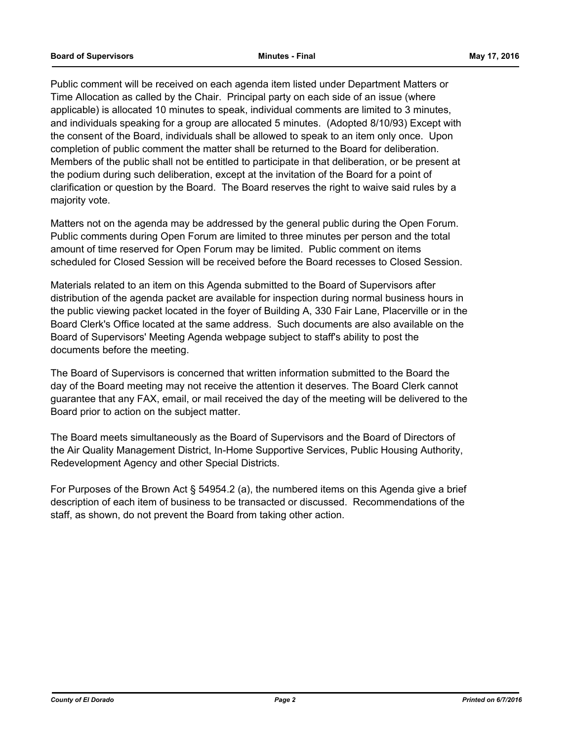Public comment will be received on each agenda item listed under Department Matters or Time Allocation as called by the Chair. Principal party on each side of an issue (where applicable) is allocated 10 minutes to speak, individual comments are limited to 3 minutes, and individuals speaking for a group are allocated 5 minutes. (Adopted 8/10/93) Except with the consent of the Board, individuals shall be allowed to speak to an item only once. Upon completion of public comment the matter shall be returned to the Board for deliberation. Members of the public shall not be entitled to participate in that deliberation, or be present at the podium during such deliberation, except at the invitation of the Board for a point of clarification or question by the Board. The Board reserves the right to waive said rules by a majority vote.

Matters not on the agenda may be addressed by the general public during the Open Forum. Public comments during Open Forum are limited to three minutes per person and the total amount of time reserved for Open Forum may be limited. Public comment on items scheduled for Closed Session will be received before the Board recesses to Closed Session.

Materials related to an item on this Agenda submitted to the Board of Supervisors after distribution of the agenda packet are available for inspection during normal business hours in the public viewing packet located in the foyer of Building A, 330 Fair Lane, Placerville or in the Board Clerk's Office located at the same address. Such documents are also available on the Board of Supervisors' Meeting Agenda webpage subject to staff's ability to post the documents before the meeting.

The Board of Supervisors is concerned that written information submitted to the Board the day of the Board meeting may not receive the attention it deserves. The Board Clerk cannot guarantee that any FAX, email, or mail received the day of the meeting will be delivered to the Board prior to action on the subject matter.

The Board meets simultaneously as the Board of Supervisors and the Board of Directors of the Air Quality Management District, In-Home Supportive Services, Public Housing Authority, Redevelopment Agency and other Special Districts.

For Purposes of the Brown Act § 54954.2 (a), the numbered items on this Agenda give a brief description of each item of business to be transacted or discussed. Recommendations of the staff, as shown, do not prevent the Board from taking other action.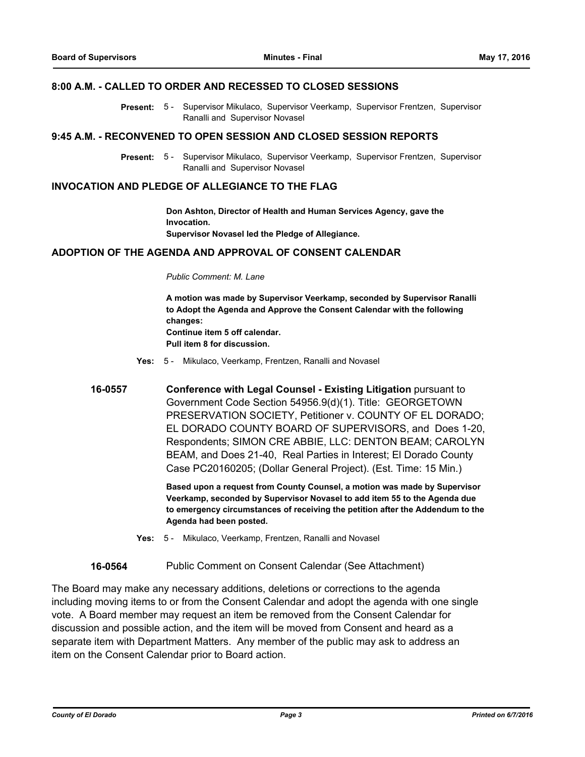## 8:00 A.M. - CALLED TO ORDER AND RECESSED TO CLOSED SESSIONS

**Present:** 5 - Supervisor Mikulaco, Supervisor Veerkamp, Supervisor Frentzen, Supervisor Ranalli and Supervisor Novasel

## 9:45 A.M. - RECONVENED TO OPEN SESSION AND CLOSED SESSION REPORTS

**Present:** 5 - Supervisor Mikulaco, Supervisor Veerkamp, Supervisor Frentzen, Supervisor Ranalli and Supervisor Novasel

## INVOCATION AND PLEDGE OF ALLEGIANCE TO THE FLAG

**Don Ashton, Director of Health and Human Services Agency, gave the Invocation.**
**Supervisor Novasel led the Pledge of Allegiance.**

## ADOPTION OF THE AGENDA AND APPROVAL OF CONSENT CALENDAR

*Public Comment: M. Lane*

**A motion was made by Supervisor Veerkamp, seconded by Supervisor Ranalli to Adopt the Agenda and Approve the Consent Calendar with the following changes:**
**Continue item 5 off calendar.**
**Pull item 8 for discussion.**

**Yes:** 5 - Mikulaco, Veerkamp, Frentzen, Ranalli and Novasel

**16-0557** **Conference with Legal Counsel - Existing Litigation** pursuant to Government Code Section 54956.9(d)(1). Title: GEORGETOWN PRESERVATION SOCIETY, Petitioner v. COUNTY OF EL DORADO; EL DORADO COUNTY BOARD OF SUPERVISORS, and Does 1-20, Respondents; SIMON CRE ABBIE, LLC: DENTON BEAM; CAROLYN BEAM, and Does 21-40, Real Parties in Interest; El Dorado County Case PC20160205; (Dollar General Project). (Est. Time: 15 Min.)

**Based upon a request from County Counsel, a motion was made by Supervisor Veerkamp, seconded by Supervisor Novasel to add item 55 to the Agenda due to emergency circumstances of receiving the petition after the Addendum to the Agenda had been posted.**

**Yes:** 5 - Mikulaco, Veerkamp, Frentzen, Ranalli and Novasel

**16-0564** Public Comment on Consent Calendar (See Attachment)

The Board may make any necessary additions, deletions or corrections to the agenda including moving items to or from the Consent Calendar and adopt the agenda with one single vote. A Board member may request an item be removed from the Consent Calendar for discussion and possible action, and the item will be moved from Consent and heard as a separate item with Department Matters. Any member of the public may ask to address an item on the Consent Calendar prior to Board action.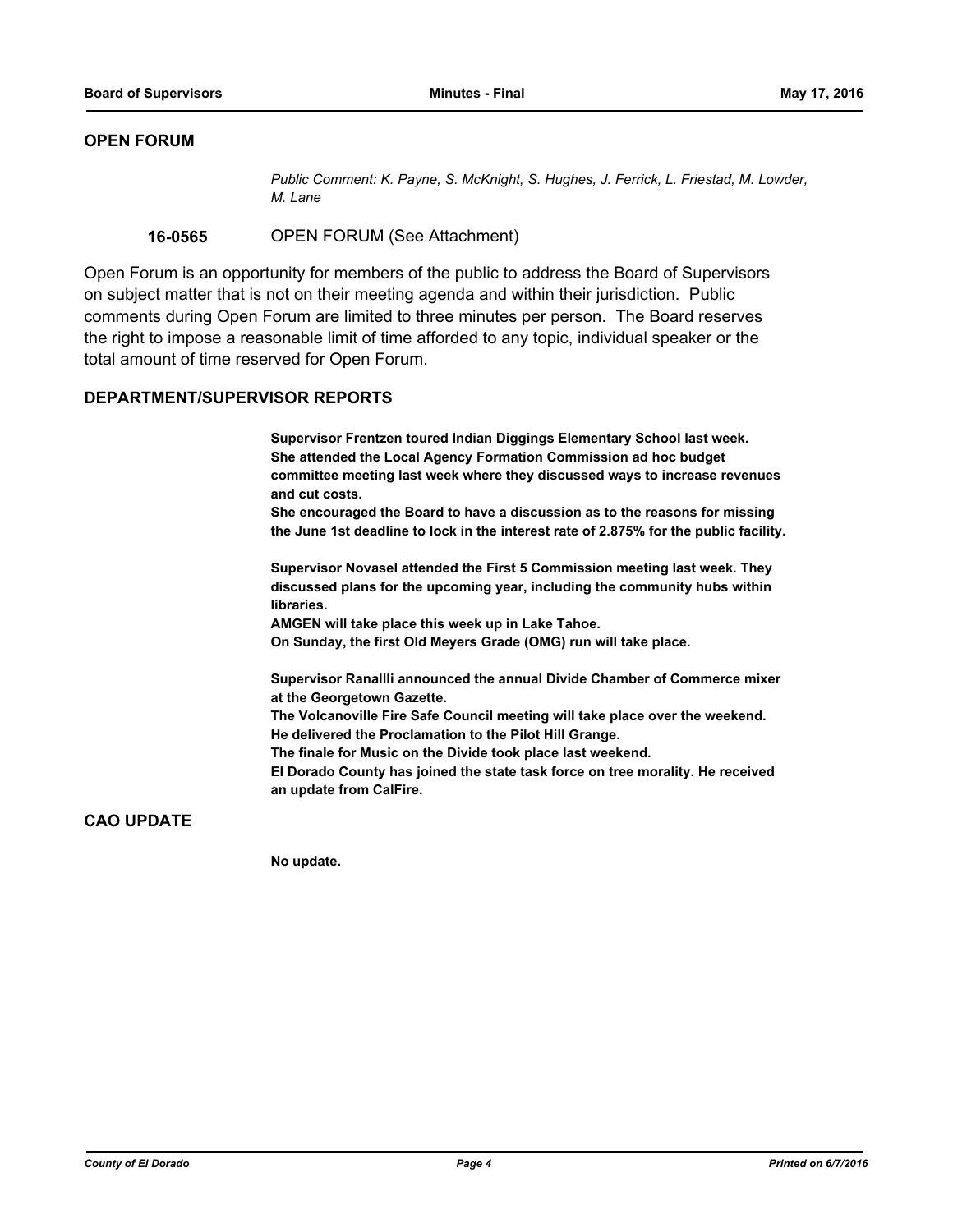## OPEN FORUM

*Public Comment: K. Payne, S. McKnight, S. Hughes, J. Ferrick, L. Friestad, M. Lowder, M. Lane*

**16-0565** OPEN FORUM (See Attachment)

Open Forum is an opportunity for members of the public to address the Board of Supervisors on subject matter that is not on their meeting agenda and within their jurisdiction. Public comments during Open Forum are limited to three minutes per person. The Board reserves the right to impose a reasonable limit of time afforded to any topic, individual speaker or the total amount of time reserved for Open Forum.

## DEPARTMENT/SUPERVISOR REPORTS

**Supervisor Frentzen toured Indian Diggings Elementary School last week. She attended the Local Agency Formation Commission ad hoc budget committee meeting last week where they discussed ways to increase revenues and cut costs.**

**She encouraged the Board to have a discussion as to the reasons for missing the June 1st deadline to lock in the interest rate of 2.875% for the public facility.**

**Supervisor Novasel attended the First 5 Commission meeting last week. They discussed plans for the upcoming year, including the community hubs within libraries.**

**AMGEN will take place this week up in Lake Tahoe.**

**On Sunday, the first Old Meyers Grade (OMG) run will take place.**

**Supervisor Ranallli announced the annual Divide Chamber of Commerce mixer at the Georgetown Gazette.**

**The Volcanoville Fire Safe Council meeting will take place over the weekend.**

**He delivered the Proclamation to the Pilot Hill Grange.**

**The finale for Music on the Divide took place last weekend.**

**El Dorado County has joined the state task force on tree morality. He received an update from CalFire.**

## CAO UPDATE

**No update.**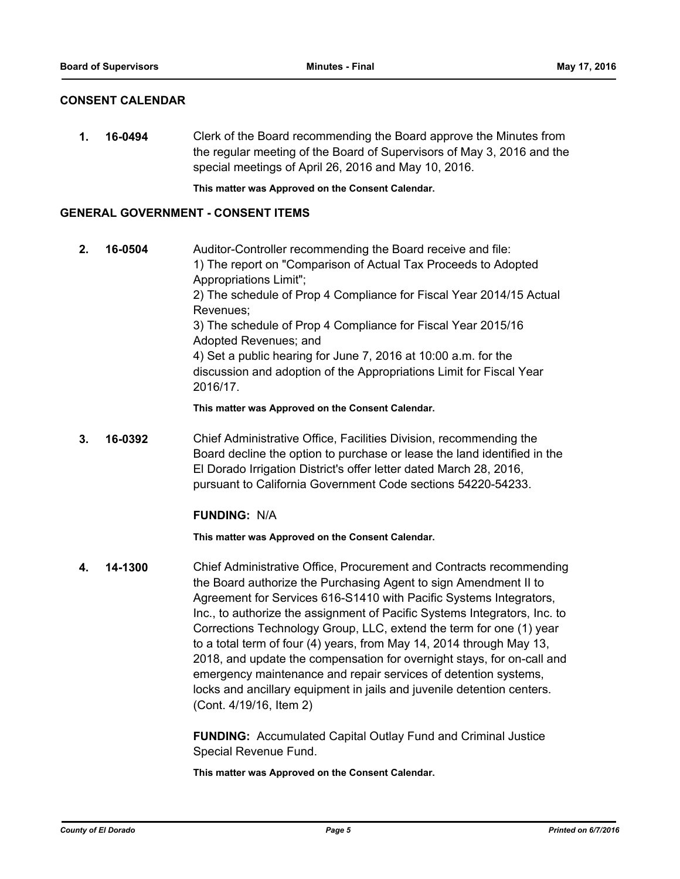## CONSENT CALENDAR

**1.** **16-0494** Clerk of the Board recommending the Board approve the Minutes from the regular meeting of the Board of Supervisors of May 3, 2016 and the special meetings of April 26, 2016 and May 10, 2016.

**This matter was Approved on the Consent Calendar.**

## GENERAL GOVERNMENT - CONSENT ITEMS

**2.** **16-0504** Auditor-Controller recommending the Board receive and file:
1) The report on "Comparison of Actual Tax Proceeds to Adopted Appropriations Limit";
2) The schedule of Prop 4 Compliance for Fiscal Year 2014/15 Actual Revenues;
3) The schedule of Prop 4 Compliance for Fiscal Year 2015/16 Adopted Revenues; and
4) Set a public hearing for June 7, 2016 at 10:00 a.m. for the discussion and adoption of the Appropriations Limit for Fiscal Year 2016/17.

**This matter was Approved on the Consent Calendar.**

**3.** **16-0392** Chief Administrative Office, Facilities Division, recommending the Board decline the option to purchase or lease the land identified in the El Dorado Irrigation District's offer letter dated March 28, 2016, pursuant to California Government Code sections 54220-54233.

**FUNDING:** N/A

**This matter was Approved on the Consent Calendar.**

**4.** **14-1300** Chief Administrative Office, Procurement and Contracts recommending the Board authorize the Purchasing Agent to sign Amendment II to Agreement for Services 616-S1410 with Pacific Systems Integrators, Inc., to authorize the assignment of Pacific Systems Integrators, Inc. to Corrections Technology Group, LLC, extend the term for one (1) year to a total term of four (4) years, from May 14, 2014 through May 13, 2018, and update the compensation for overnight stays, for on-call and emergency maintenance and repair services of detention systems, locks and ancillary equipment in jails and juvenile detention centers. (Cont. 4/19/16, Item 2)

**FUNDING:** Accumulated Capital Outlay Fund and Criminal Justice Special Revenue Fund.

**This matter was Approved on the Consent Calendar.**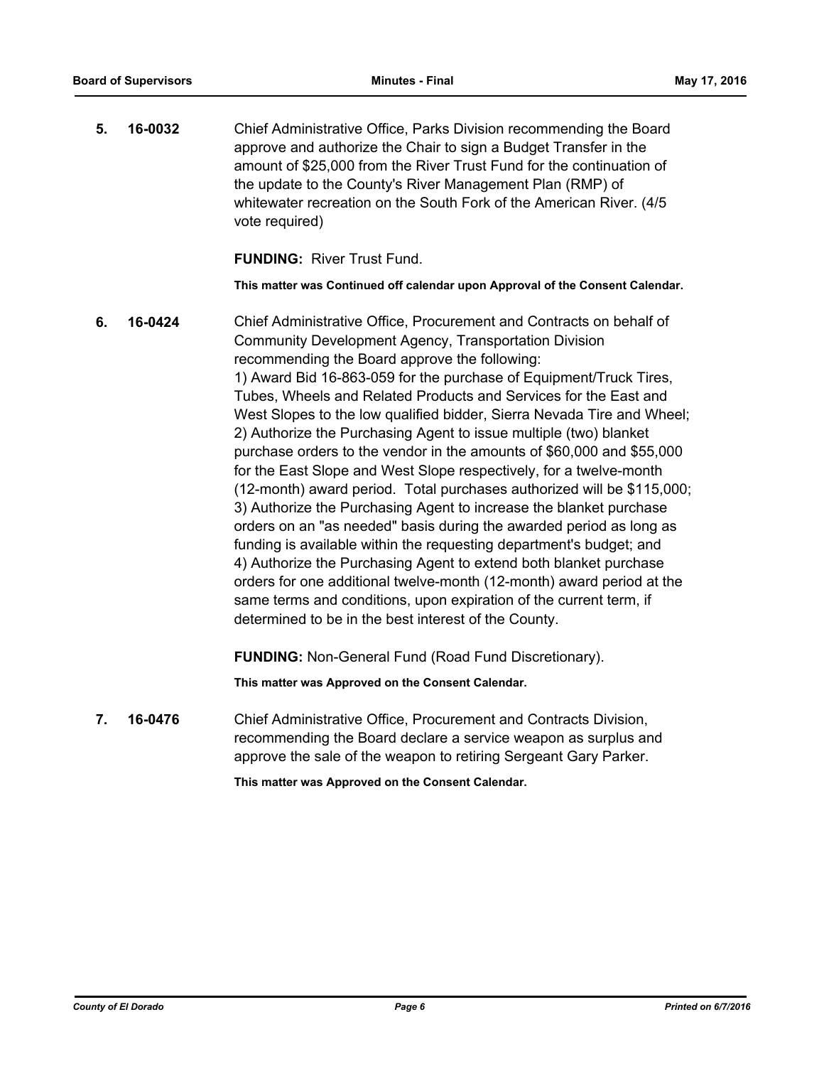**5.** **16-0032** Chief Administrative Office, Parks Division recommending the Board approve and authorize the Chair to sign a Budget Transfer in the amount of $25,000 from the River Trust Fund for the continuation of the update to the County's River Management Plan (RMP) of whitewater recreation on the South Fork of the American River. (4/5 vote required)

**FUNDING:** River Trust Fund.

**This matter was Continued off calendar upon Approval of the Consent Calendar.**

**6.** **16-0424** Chief Administrative Office, Procurement and Contracts on behalf of Community Development Agency, Transportation Division recommending the Board approve the following:
1) Award Bid 16-863-059 for the purchase of Equipment/Truck Tires, Tubes, Wheels and Related Products and Services for the East and West Slopes to the low qualified bidder, Sierra Nevada Tire and Wheel;
2) Authorize the Purchasing Agent to issue multiple (two) blanket purchase orders to the vendor in the amounts of $60,000 and $55,000 for the East Slope and West Slope respectively, for a twelve-month (12-month) award period. Total purchases authorized will be $115,000;
3) Authorize the Purchasing Agent to increase the blanket purchase orders on an "as needed" basis during the awarded period as long as funding is available within the requesting department's budget; and
4) Authorize the Purchasing Agent to extend both blanket purchase orders for one additional twelve-month (12-month) award period at the same terms and conditions, upon expiration of the current term, if determined to be in the best interest of the County.

**FUNDING:** Non-General Fund (Road Fund Discretionary).

**This matter was Approved on the Consent Calendar.**

**7.** **16-0476** Chief Administrative Office, Procurement and Contracts Division, recommending the Board declare a service weapon as surplus and approve the sale of the weapon to retiring Sergeant Gary Parker.

**This matter was Approved on the Consent Calendar.**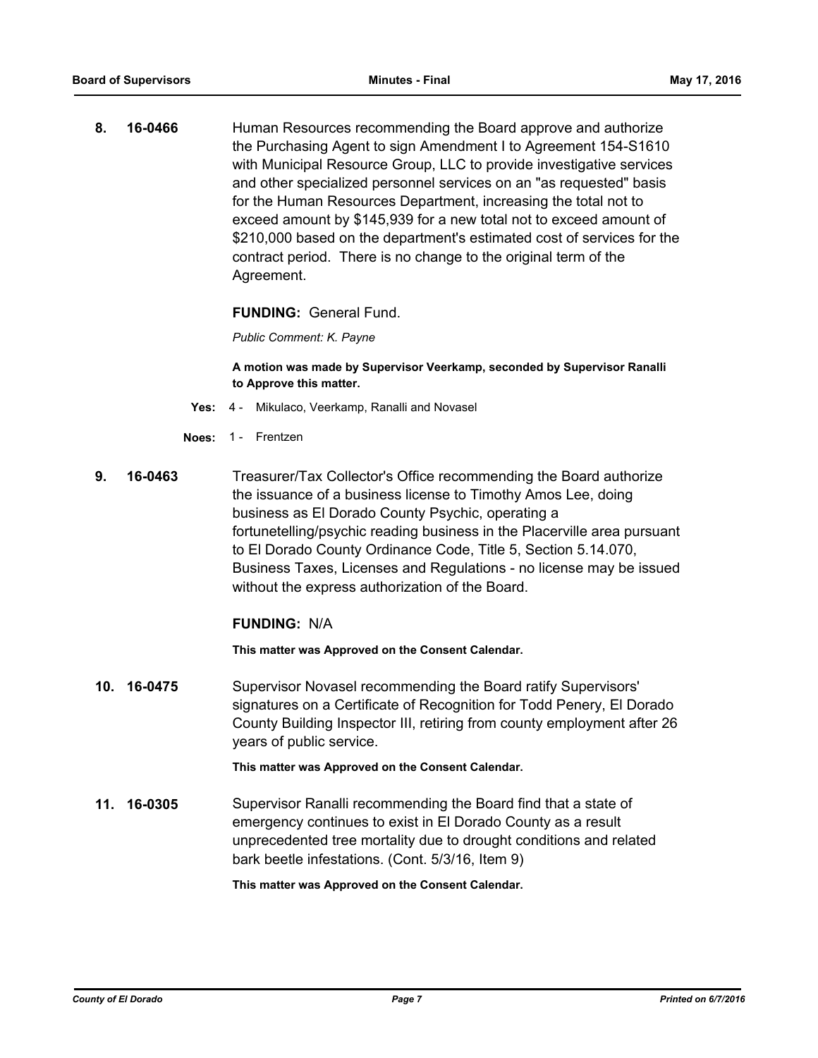**8. 16-0466**

Human Resources recommending the Board approve and authorize the Purchasing Agent to sign Amendment I to Agreement 154-S1610 with Municipal Resource Group, LLC to provide investigative services and other specialized personnel services on an "as requested" basis for the Human Resources Department, increasing the total not to exceed amount by $145,939 for a new total not to exceed amount of $210,000 based on the department's estimated cost of services for the contract period. There is no change to the original term of the Agreement.

**FUNDING:** General Fund.

*Public Comment: K. Payne*

**A motion was made by Supervisor Veerkamp, seconded by Supervisor Ranalli to Approve this matter.**

**Yes:** 4 - Mikulaco, Veerkamp, Ranalli and Novasel

**Noes:** 1 - Frentzen

**9. 16-0463**

Treasurer/Tax Collector's Office recommending the Board authorize the issuance of a business license to Timothy Amos Lee, doing business as El Dorado County Psychic, operating a fortunetelling/psychic reading business in the Placerville area pursuant to El Dorado County Ordinance Code, Title 5, Section 5.14.070, Business Taxes, Licenses and Regulations - no license may be issued without the express authorization of the Board.

**FUNDING:** N/A

**This matter was Approved on the Consent Calendar.**

**10. 16-0475**

Supervisor Novasel recommending the Board ratify Supervisors' signatures on a Certificate of Recognition for Todd Penery, El Dorado County Building Inspector III, retiring from county employment after 26 years of public service.

**This matter was Approved on the Consent Calendar.**

**11. 16-0305**

Supervisor Ranalli recommending the Board find that a state of emergency continues to exist in El Dorado County as a result unprecedented tree mortality due to drought conditions and related bark beetle infestations. (Cont. 5/3/16, Item 9)

**This matter was Approved on the Consent Calendar.**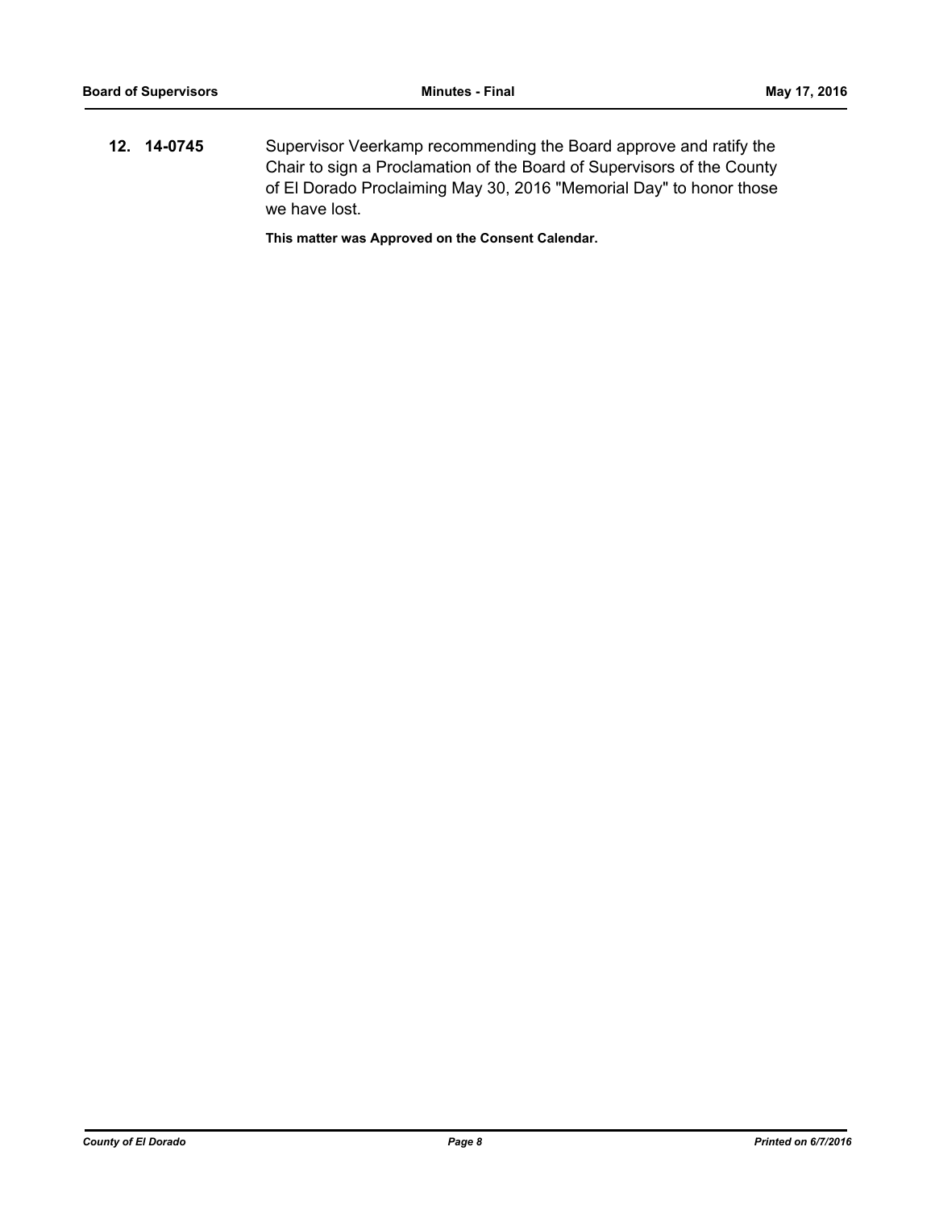**12. 14-0745** Supervisor Veerkamp recommending the Board approve and ratify the Chair to sign a Proclamation of the Board of Supervisors of the County of El Dorado Proclaiming May 30, 2016 "Memorial Day" to honor those we have lost.

**This matter was Approved on the Consent Calendar.**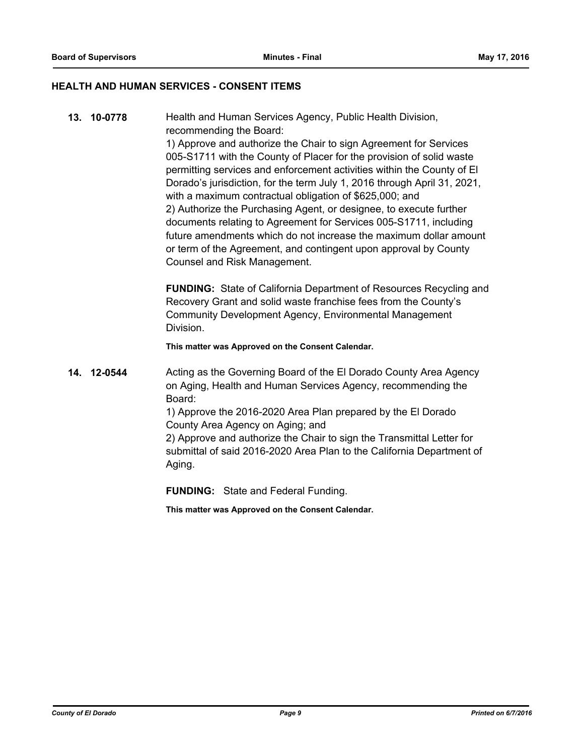## HEALTH AND HUMAN SERVICES - CONSENT ITEMS

**13. 10-0778** Health and Human Services Agency, Public Health Division, recommending the Board:

1) Approve and authorize the Chair to sign Agreement for Services 005-S1711 with the County of Placer for the provision of solid waste permitting services and enforcement activities within the County of El Dorado's jurisdiction, for the term July 1, 2016 through April 31, 2021, with a maximum contractual obligation of $625,000; and

2) Authorize the Purchasing Agent, or designee, to execute further documents relating to Agreement for Services 005-S1711, including future amendments which do not increase the maximum dollar amount or term of the Agreement, and contingent upon approval by County Counsel and Risk Management.

**FUNDING:** State of California Department of Resources Recycling and Recovery Grant and solid waste franchise fees from the County's Community Development Agency, Environmental Management Division.

**This matter was Approved on the Consent Calendar.**

**14. 12-0544** Acting as the Governing Board of the El Dorado County Area Agency on Aging, Health and Human Services Agency, recommending the Board:

1) Approve the 2016-2020 Area Plan prepared by the El Dorado County Area Agency on Aging; and

2) Approve and authorize the Chair to sign the Transmittal Letter for submittal of said 2016-2020 Area Plan to the California Department of Aging.

**FUNDING:** State and Federal Funding.

**This matter was Approved on the Consent Calendar.**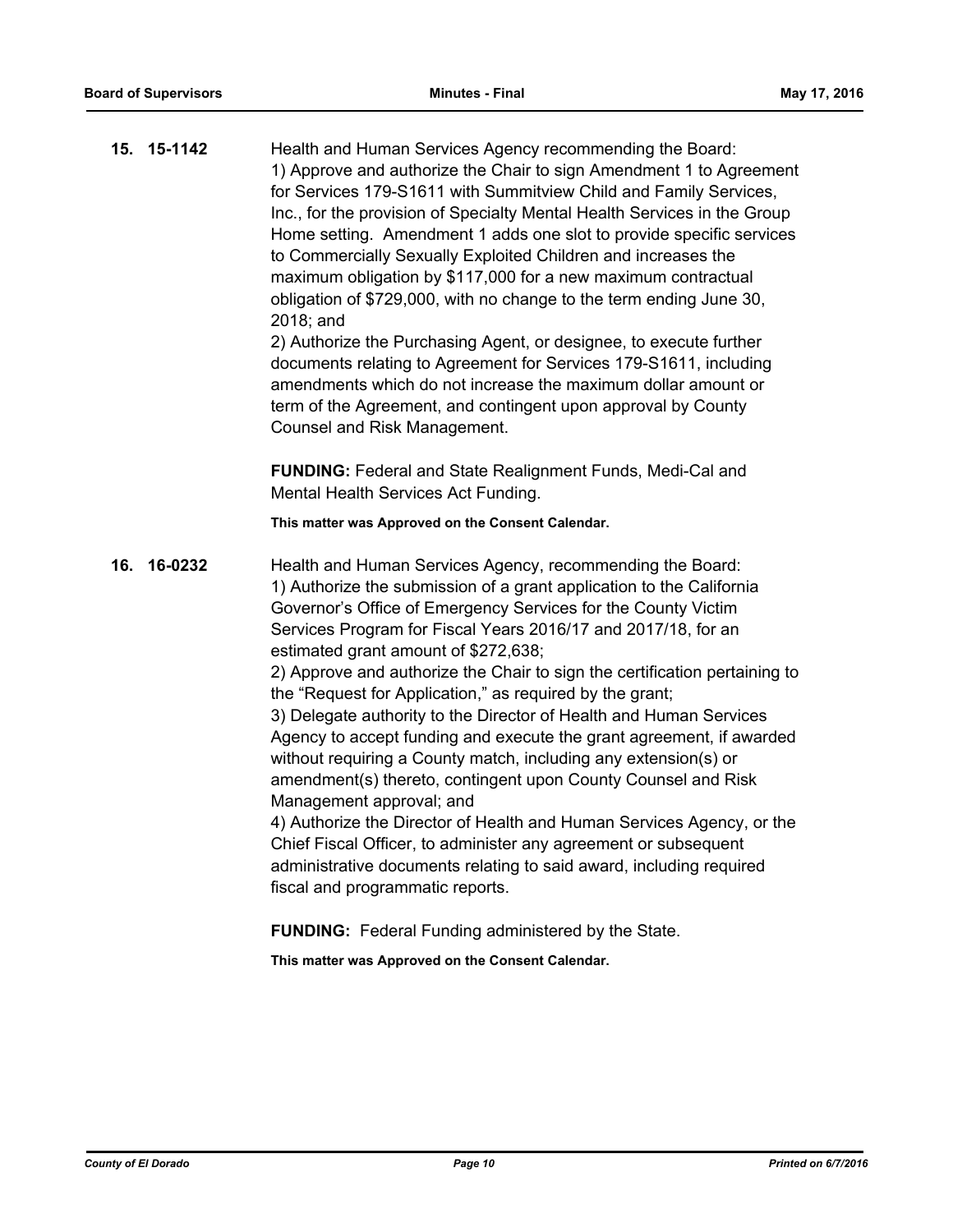**15. 15-1142**

Health and Human Services Agency recommending the Board:
1) Approve and authorize the Chair to sign Amendment 1 to Agreement for Services 179-S1611 with Summitview Child and Family Services, Inc., for the provision of Specialty Mental Health Services in the Group Home setting. Amendment 1 adds one slot to provide specific services to Commercially Sexually Exploited Children and increases the maximum obligation by $117,000 for a new maximum contractual obligation of $729,000, with no change to the term ending June 30, 2018; and
2) Authorize the Purchasing Agent, or designee, to execute further documents relating to Agreement for Services 179-S1611, including amendments which do not increase the maximum dollar amount or term of the Agreement, and contingent upon approval by County Counsel and Risk Management.

**FUNDING:** Federal and State Realignment Funds, Medi-Cal and Mental Health Services Act Funding.

**This matter was Approved on the Consent Calendar.**

**16. 16-0232**

Health and Human Services Agency, recommending the Board:
1) Authorize the submission of a grant application to the California Governor's Office of Emergency Services for the County Victim Services Program for Fiscal Years 2016/17 and 2017/18, for an estimated grant amount of $272,638;
2) Approve and authorize the Chair to sign the certification pertaining to the "Request for Application," as required by the grant;
3) Delegate authority to the Director of Health and Human Services Agency to accept funding and execute the grant agreement, if awarded without requiring a County match, including any extension(s) or amendment(s) thereto, contingent upon County Counsel and Risk Management approval; and
4) Authorize the Director of Health and Human Services Agency, or the Chief Fiscal Officer, to administer any agreement or subsequent administrative documents relating to said award, including required fiscal and programmatic reports.

**FUNDING:** Federal Funding administered by the State.

**This matter was Approved on the Consent Calendar.**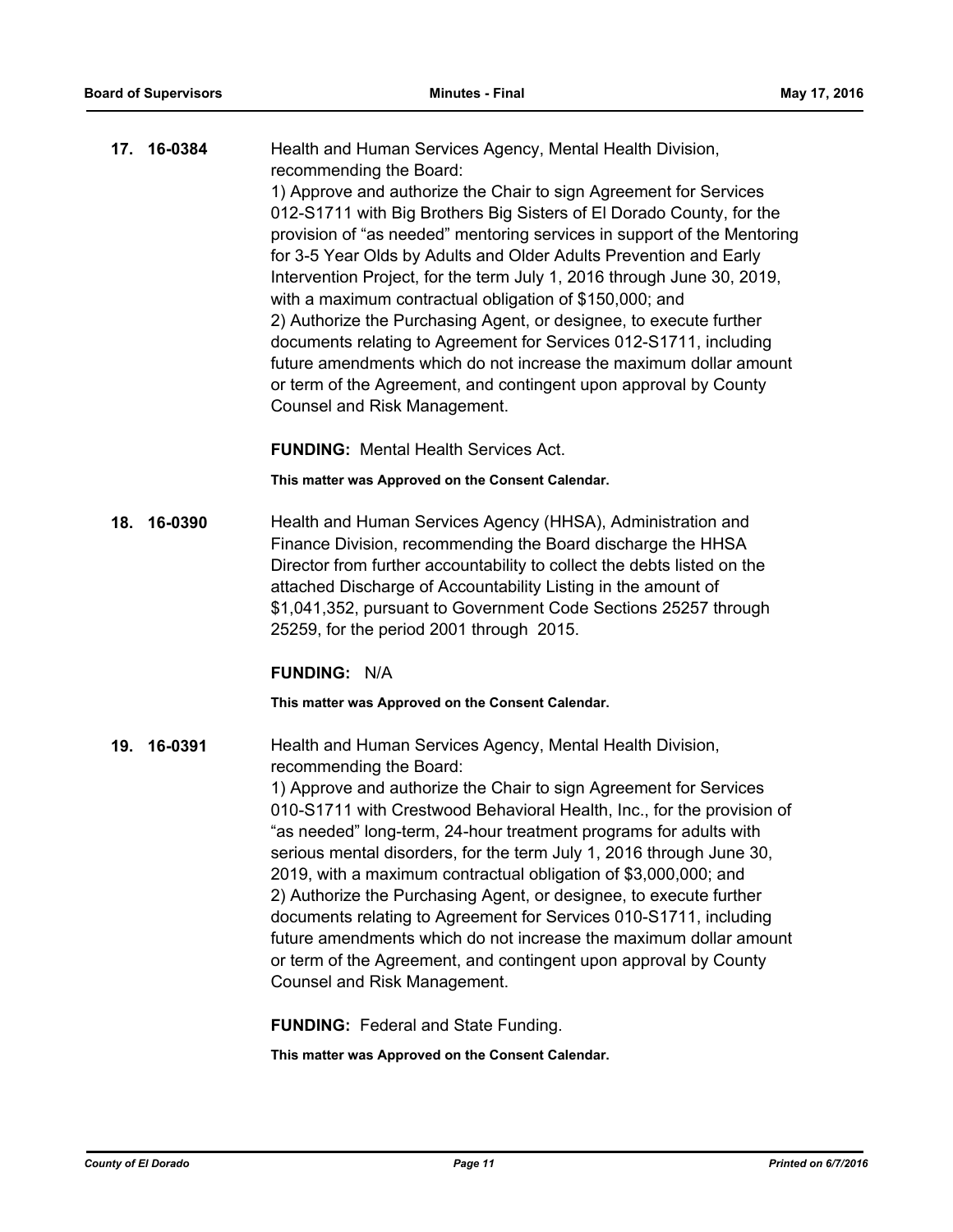**17. 16-0384** Health and Human Services Agency, Mental Health Division, recommending the Board:
1) Approve and authorize the Chair to sign Agreement for Services 012-S1711 with Big Brothers Big Sisters of El Dorado County, for the provision of "as needed" mentoring services in support of the Mentoring for 3-5 Year Olds by Adults and Older Adults Prevention and Early Intervention Project, for the term July 1, 2016 through June 30, 2019, with a maximum contractual obligation of $150,000; and
2) Authorize the Purchasing Agent, or designee, to execute further documents relating to Agreement for Services 012-S1711, including future amendments which do not increase the maximum dollar amount or term of the Agreement, and contingent upon approval by County Counsel and Risk Management.

**FUNDING:** Mental Health Services Act.

**This matter was Approved on the Consent Calendar.**

**18. 16-0390** Health and Human Services Agency (HHSA), Administration and Finance Division, recommending the Board discharge the HHSA Director from further accountability to collect the debts listed on the attached Discharge of Accountability Listing in the amount of $1,041,352, pursuant to Government Code Sections 25257 through 25259, for the period 2001 through 2015.

**FUNDING:** N/A

**This matter was Approved on the Consent Calendar.**

**19. 16-0391** Health and Human Services Agency, Mental Health Division, recommending the Board:
1) Approve and authorize the Chair to sign Agreement for Services 010-S1711 with Crestwood Behavioral Health, Inc., for the provision of "as needed" long-term, 24-hour treatment programs for adults with serious mental disorders, for the term July 1, 2016 through June 30, 2019, with a maximum contractual obligation of $3,000,000; and
2) Authorize the Purchasing Agent, or designee, to execute further documents relating to Agreement for Services 010-S1711, including future amendments which do not increase the maximum dollar amount or term of the Agreement, and contingent upon approval by County Counsel and Risk Management.

**FUNDING:** Federal and State Funding.

**This matter was Approved on the Consent Calendar.**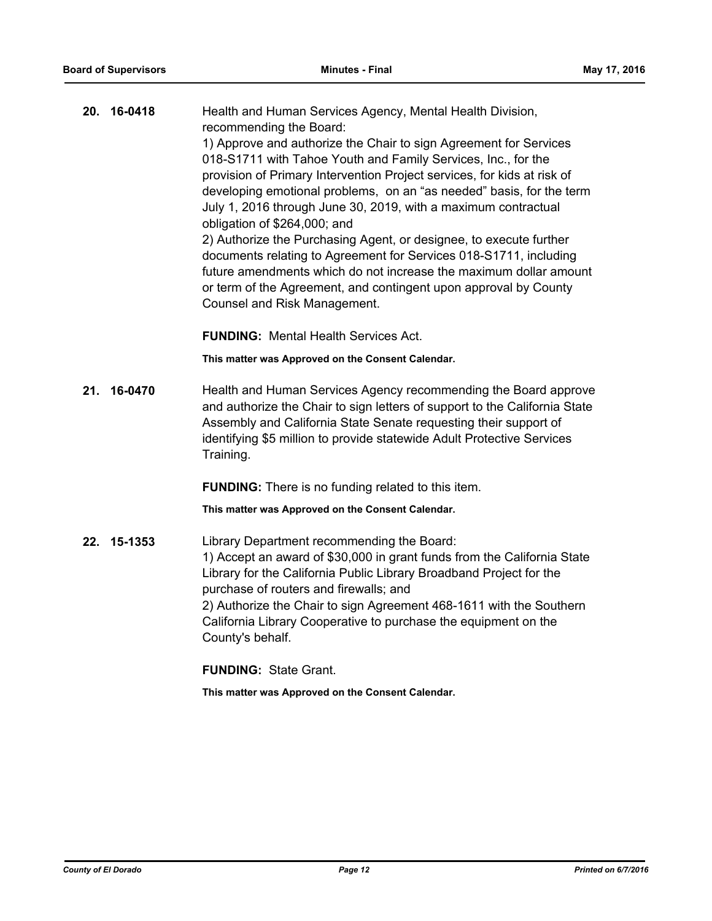**20. 16-0418**

Health and Human Services Agency, Mental Health Division, recommending the Board:
1) Approve and authorize the Chair to sign Agreement for Services 018-S1711 with Tahoe Youth and Family Services, Inc., for the provision of Primary Intervention Project services, for kids at risk of developing emotional problems, on an "as needed" basis, for the term July 1, 2016 through June 30, 2019, with a maximum contractual obligation of $264,000; and
2) Authorize the Purchasing Agent, or designee, to execute further documents relating to Agreement for Services 018-S1711, including future amendments which do not increase the maximum dollar amount or term of the Agreement, and contingent upon approval by County Counsel and Risk Management.

**FUNDING:** Mental Health Services Act.

**This matter was Approved on the Consent Calendar.**

**21. 16-0470**

Health and Human Services Agency recommending the Board approve and authorize the Chair to sign letters of support to the California State Assembly and California State Senate requesting their support of identifying $5 million to provide statewide Adult Protective Services Training.

**FUNDING:** There is no funding related to this item.

**This matter was Approved on the Consent Calendar.**

**22. 15-1353**

Library Department recommending the Board:
1) Accept an award of $30,000 in grant funds from the California State Library for the California Public Library Broadband Project for the purchase of routers and firewalls; and
2) Authorize the Chair to sign Agreement 468-1611 with the Southern California Library Cooperative to purchase the equipment on the County's behalf.

**FUNDING:** State Grant.

**This matter was Approved on the Consent Calendar.**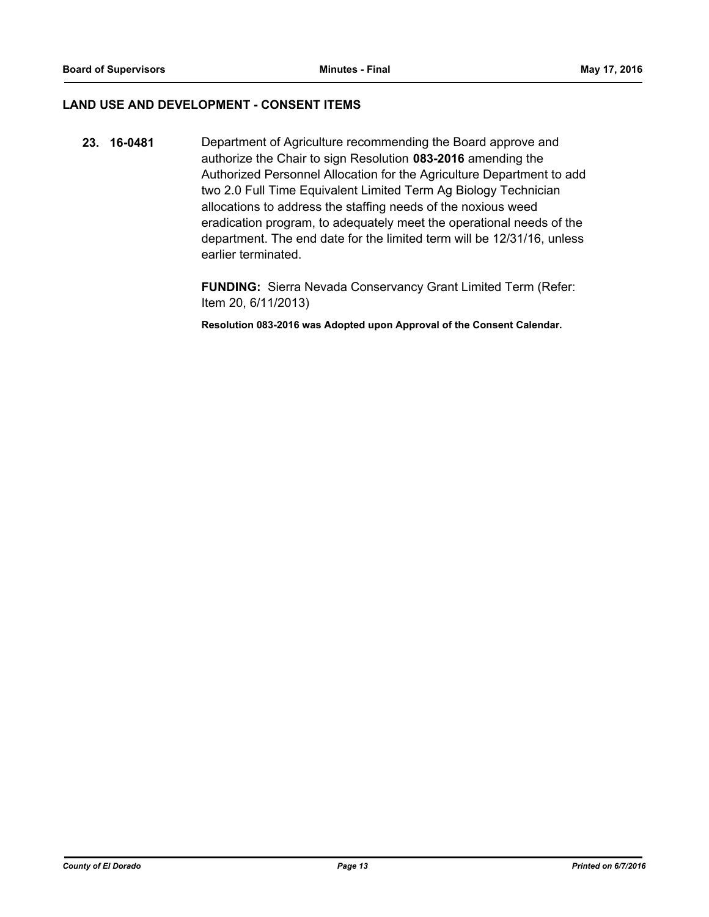## LAND USE AND DEVELOPMENT - CONSENT ITEMS

**23. 16-0481** Department of Agriculture recommending the Board approve and authorize the Chair to sign Resolution **083-2016** amending the Authorized Personnel Allocation for the Agriculture Department to add two 2.0 Full Time Equivalent Limited Term Ag Biology Technician allocations to address the staffing needs of the noxious weed eradication program, to adequately meet the operational needs of the department. The end date for the limited term will be 12/31/16, unless earlier terminated.

**FUNDING:** Sierra Nevada Conservancy Grant Limited Term (Refer: Item 20, 6/11/2013)

**Resolution 083-2016 was Adopted upon Approval of the Consent Calendar.**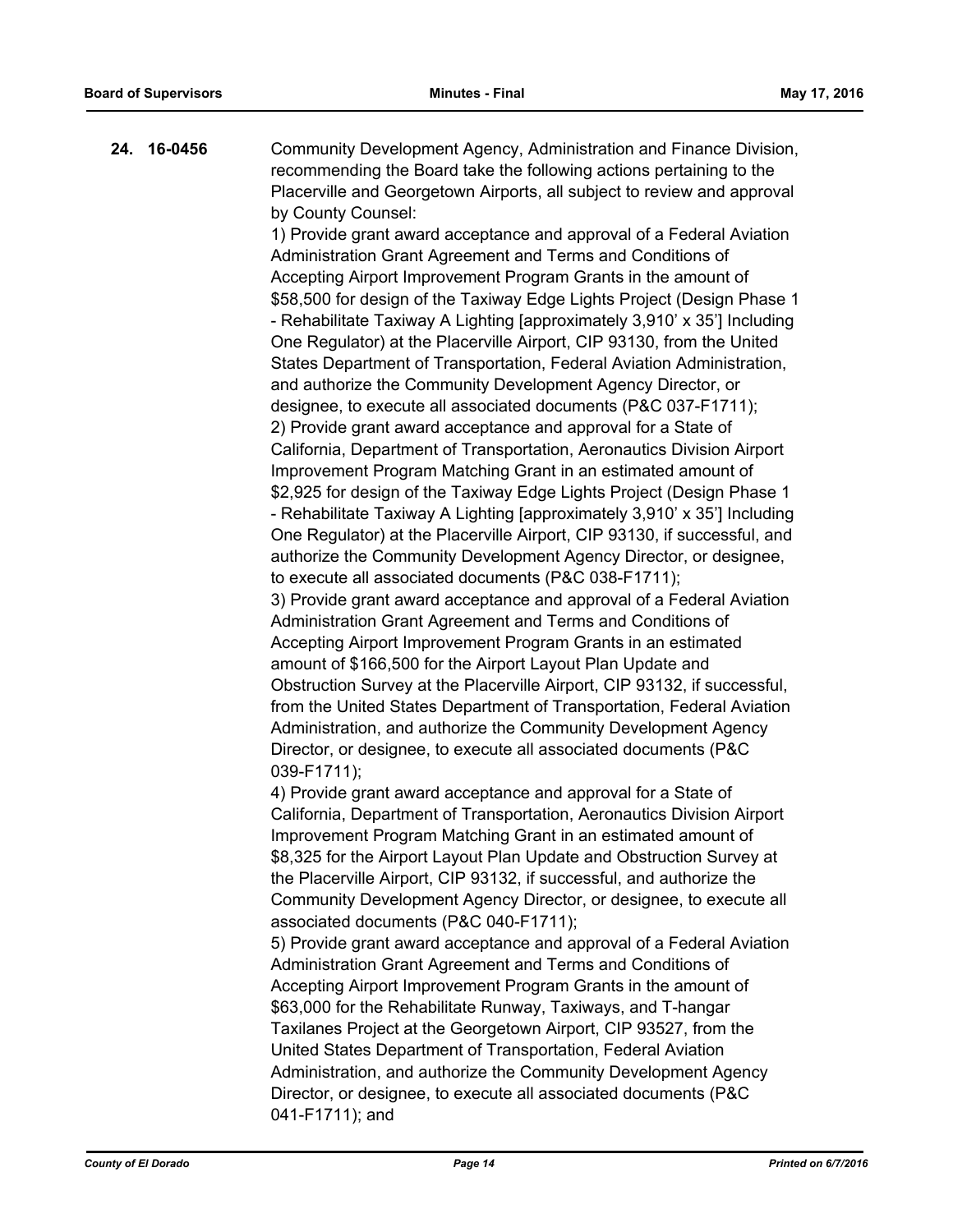**24. 16-0456**

Community Development Agency, Administration and Finance Division, recommending the Board take the following actions pertaining to the Placerville and Georgetown Airports, all subject to review and approval by County Counsel:

1) Provide grant award acceptance and approval of a Federal Aviation Administration Grant Agreement and Terms and Conditions of Accepting Airport Improvement Program Grants in the amount of $58,500 for design of the Taxiway Edge Lights Project (Design Phase 1 - Rehabilitate Taxiway A Lighting [approximately 3,910' x 35'] Including One Regulator) at the Placerville Airport, CIP 93130, from the United States Department of Transportation, Federal Aviation Administration, and authorize the Community Development Agency Director, or designee, to execute all associated documents (P&C 037-F1711);

2) Provide grant award acceptance and approval for a State of California, Department of Transportation, Aeronautics Division Airport Improvement Program Matching Grant in an estimated amount of $2,925 for design of the Taxiway Edge Lights Project (Design Phase 1 - Rehabilitate Taxiway A Lighting [approximately 3,910' x 35'] Including One Regulator) at the Placerville Airport, CIP 93130, if successful, and authorize the Community Development Agency Director, or designee, to execute all associated documents (P&C 038-F1711);

3) Provide grant award acceptance and approval of a Federal Aviation Administration Grant Agreement and Terms and Conditions of Accepting Airport Improvement Program Grants in an estimated amount of $166,500 for the Airport Layout Plan Update and Obstruction Survey at the Placerville Airport, CIP 93132, if successful, from the United States Department of Transportation, Federal Aviation Administration, and authorize the Community Development Agency Director, or designee, to execute all associated documents (P&C 039-F1711);

4) Provide grant award acceptance and approval for a State of California, Department of Transportation, Aeronautics Division Airport Improvement Program Matching Grant in an estimated amount of $8,325 for the Airport Layout Plan Update and Obstruction Survey at the Placerville Airport, CIP 93132, if successful, and authorize the Community Development Agency Director, or designee, to execute all associated documents (P&C 040-F1711);

5) Provide grant award acceptance and approval of a Federal Aviation Administration Grant Agreement and Terms and Conditions of Accepting Airport Improvement Program Grants in the amount of $63,000 for the Rehabilitate Runway, Taxiways, and T-hangar Taxilanes Project at the Georgetown Airport, CIP 93527, from the United States Department of Transportation, Federal Aviation Administration, and authorize the Community Development Agency Director, or designee, to execute all associated documents (P&C 041-F1711); and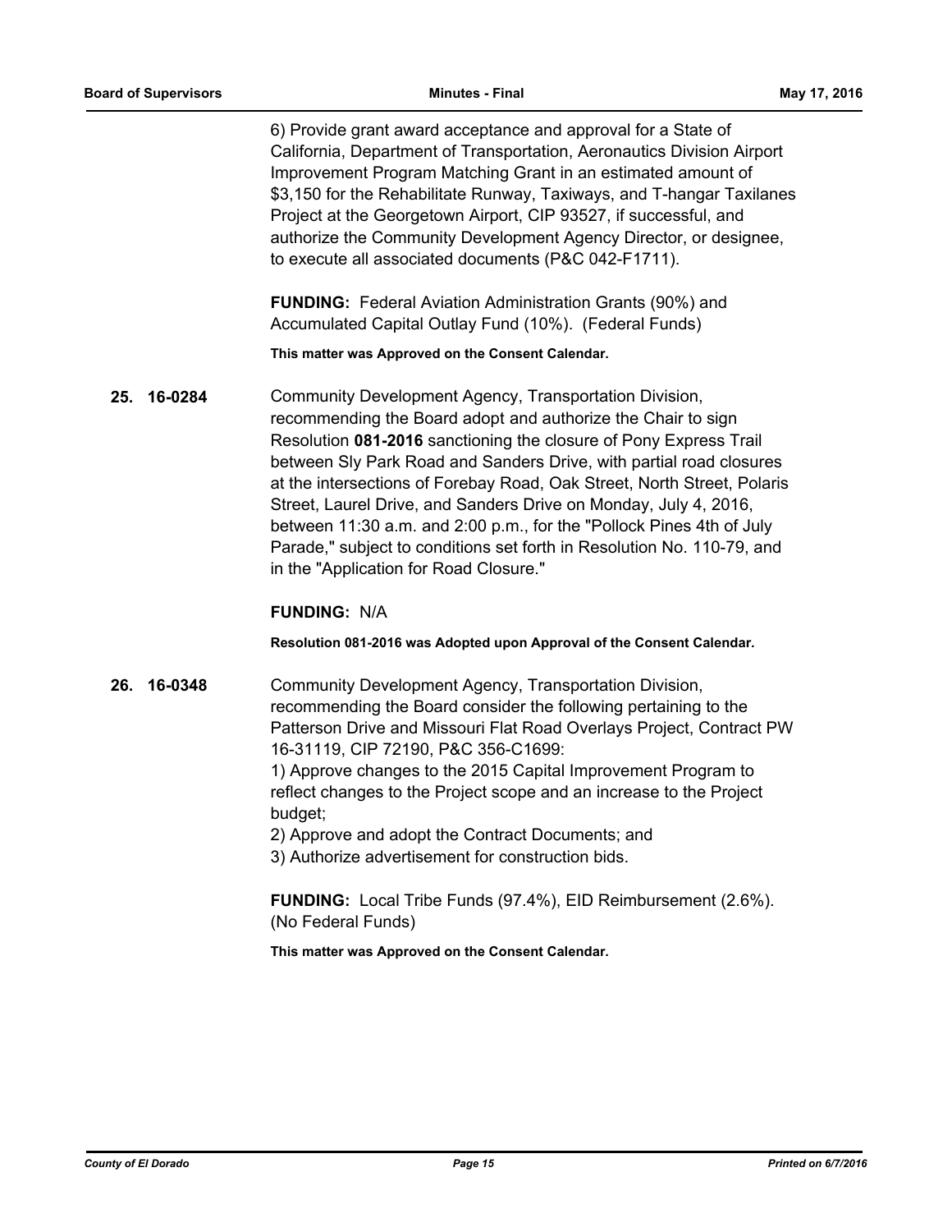6) Provide grant award acceptance and approval for a State of California, Department of Transportation, Aeronautics Division Airport Improvement Program Matching Grant in an estimated amount of $3,150 for the Rehabilitate Runway, Taxiways, and T-hangar Taxilanes Project at the Georgetown Airport, CIP 93527, if successful, and authorize the Community Development Agency Director, or designee, to execute all associated documents (P&C 042-F1711).

**FUNDING:** Federal Aviation Administration Grants (90%) and Accumulated Capital Outlay Fund (10%). (Federal Funds)

**This matter was Approved on the Consent Calendar.**

**25. 16-0284**

Community Development Agency, Transportation Division, recommending the Board adopt and authorize the Chair to sign Resolution **081-2016** sanctioning the closure of Pony Express Trail between Sly Park Road and Sanders Drive, with partial road closures at the intersections of Forebay Road, Oak Street, North Street, Polaris Street, Laurel Drive, and Sanders Drive on Monday, July 4, 2016, between 11:30 a.m. and 2:00 p.m., for the "Pollock Pines 4th of July Parade," subject to conditions set forth in Resolution No. 110-79, and in the "Application for Road Closure."

**FUNDING:** N/A

**Resolution 081-2016 was Adopted upon Approval of the Consent Calendar.**

**26. 16-0348**

Community Development Agency, Transportation Division, recommending the Board consider the following pertaining to the Patterson Drive and Missouri Flat Road Overlays Project, Contract PW 16-31119, CIP 72190, P&C 356-C1699:

1) Approve changes to the 2015 Capital Improvement Program to reflect changes to the Project scope and an increase to the Project budget;

2) Approve and adopt the Contract Documents; and

3) Authorize advertisement for construction bids.

**FUNDING:** Local Tribe Funds (97.4%), EID Reimbursement (2.6%). (No Federal Funds)

**This matter was Approved on the Consent Calendar.**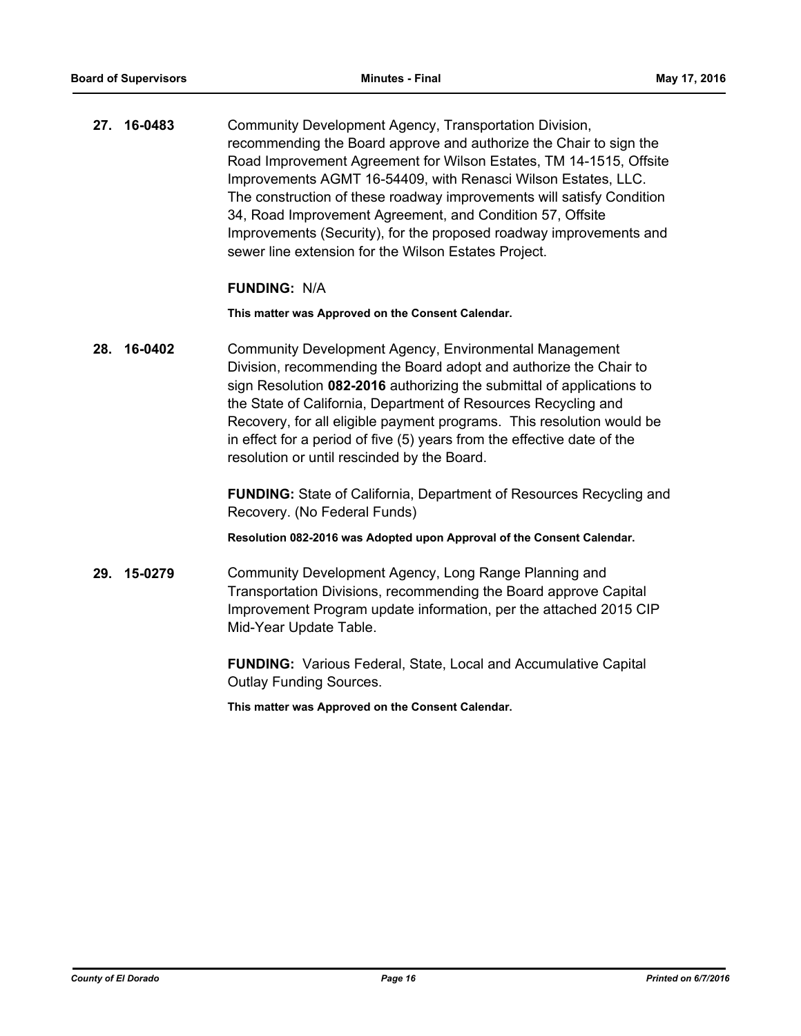**27. 16-0483** Community Development Agency, Transportation Division, recommending the Board approve and authorize the Chair to sign the Road Improvement Agreement for Wilson Estates, TM 14-1515, Offsite Improvements AGMT 16-54409, with Renasci Wilson Estates, LLC. The construction of these roadway improvements will satisfy Condition 34, Road Improvement Agreement, and Condition 57, Offsite Improvements (Security), for the proposed roadway improvements and sewer line extension for the Wilson Estates Project.

**FUNDING:** N/A

**This matter was Approved on the Consent Calendar.**

**28. 16-0402** Community Development Agency, Environmental Management Division, recommending the Board adopt and authorize the Chair to sign Resolution **082-2016** authorizing the submittal of applications to the State of California, Department of Resources Recycling and Recovery, for all eligible payment programs. This resolution would be in effect for a period of five (5) years from the effective date of the resolution or until rescinded by the Board.

**FUNDING:** State of California, Department of Resources Recycling and Recovery. (No Federal Funds)

**Resolution 082-2016 was Adopted upon Approval of the Consent Calendar.**

**29. 15-0279** Community Development Agency, Long Range Planning and Transportation Divisions, recommending the Board approve Capital Improvement Program update information, per the attached 2015 CIP Mid-Year Update Table.

**FUNDING:** Various Federal, State, Local and Accumulative Capital Outlay Funding Sources.

**This matter was Approved on the Consent Calendar.**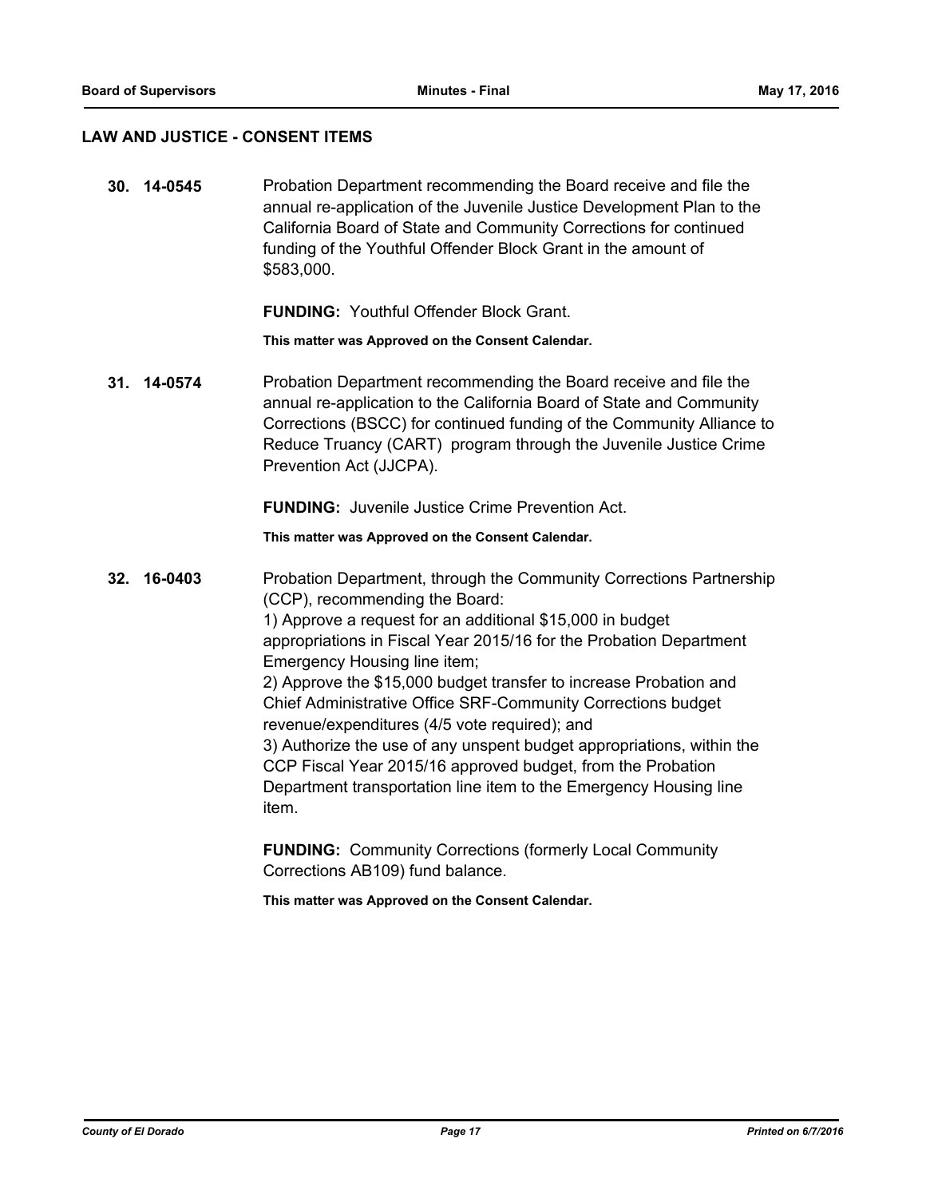## LAW AND JUSTICE - CONSENT ITEMS

**30. 14-0545** Probation Department recommending the Board receive and file the annual re-application of the Juvenile Justice Development Plan to the California Board of State and Community Corrections for continued funding of the Youthful Offender Block Grant in the amount of $583,000.

**FUNDING:** Youthful Offender Block Grant.

**This matter was Approved on the Consent Calendar.**

**31. 14-0574** Probation Department recommending the Board receive and file the annual re-application to the California Board of State and Community Corrections (BSCC) for continued funding of the Community Alliance to Reduce Truancy (CART) program through the Juvenile Justice Crime Prevention Act (JJCPA).

**FUNDING:** Juvenile Justice Crime Prevention Act.

**This matter was Approved on the Consent Calendar.**

**32. 16-0403** Probation Department, through the Community Corrections Partnership (CCP), recommending the Board:

1) Approve a request for an additional $15,000 in budget appropriations in Fiscal Year 2015/16 for the Probation Department Emergency Housing line item;

2) Approve the $15,000 budget transfer to increase Probation and Chief Administrative Office SRF-Community Corrections budget revenue/expenditures (4/5 vote required); and

3) Authorize the use of any unspent budget appropriations, within the CCP Fiscal Year 2015/16 approved budget, from the Probation Department transportation line item to the Emergency Housing line item.

**FUNDING:** Community Corrections (formerly Local Community Corrections AB109) fund balance.

**This matter was Approved on the Consent Calendar.**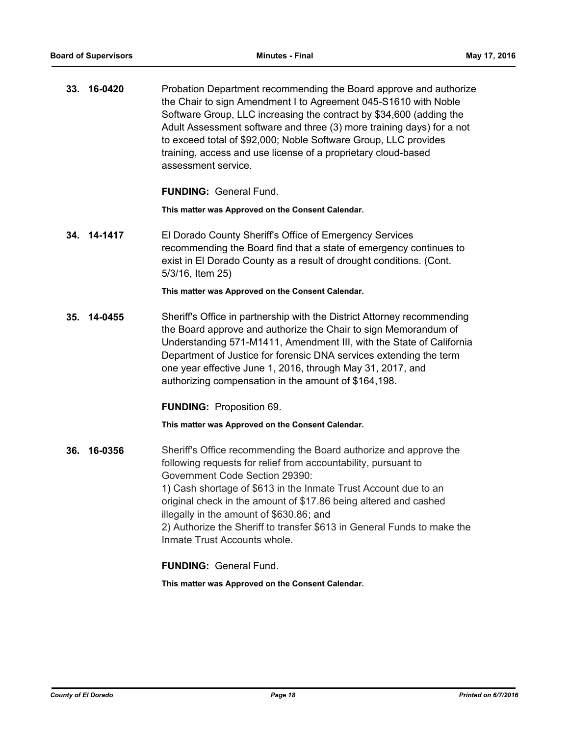**33. 16-0420**

Probation Department recommending the Board approve and authorize the Chair to sign Amendment I to Agreement 045-S1610 with Noble Software Group, LLC increasing the contract by $34,600 (adding the Adult Assessment software and three (3) more training days) for a not to exceed total of $92,000; Noble Software Group, LLC provides training, access and use license of a proprietary cloud-based assessment service.

**FUNDING:** General Fund.

**This matter was Approved on the Consent Calendar.**

**34. 14-1417**

El Dorado County Sheriff's Office of Emergency Services recommending the Board find that a state of emergency continues to exist in El Dorado County as a result of drought conditions. (Cont. 5/3/16, Item 25)

**This matter was Approved on the Consent Calendar.**

**35. 14-0455**

Sheriff's Office in partnership with the District Attorney recommending the Board approve and authorize the Chair to sign Memorandum of Understanding 571-M1411, Amendment III, with the State of California Department of Justice for forensic DNA services extending the term one year effective June 1, 2016, through May 31, 2017, and authorizing compensation in the amount of $164,198.

**FUNDING:** Proposition 69.

**This matter was Approved on the Consent Calendar.**

**36. 16-0356**

Sheriff's Office recommending the Board authorize and approve the following requests for relief from accountability, pursuant to Government Code Section 29390:
1) Cash shortage of $613 in the Inmate Trust Account due to an original check in the amount of $17.86 being altered and cashed illegally in the amount of $630.86; and
2) Authorize the Sheriff to transfer $613 in General Funds to make the Inmate Trust Accounts whole.

**FUNDING:** General Fund.

**This matter was Approved on the Consent Calendar.**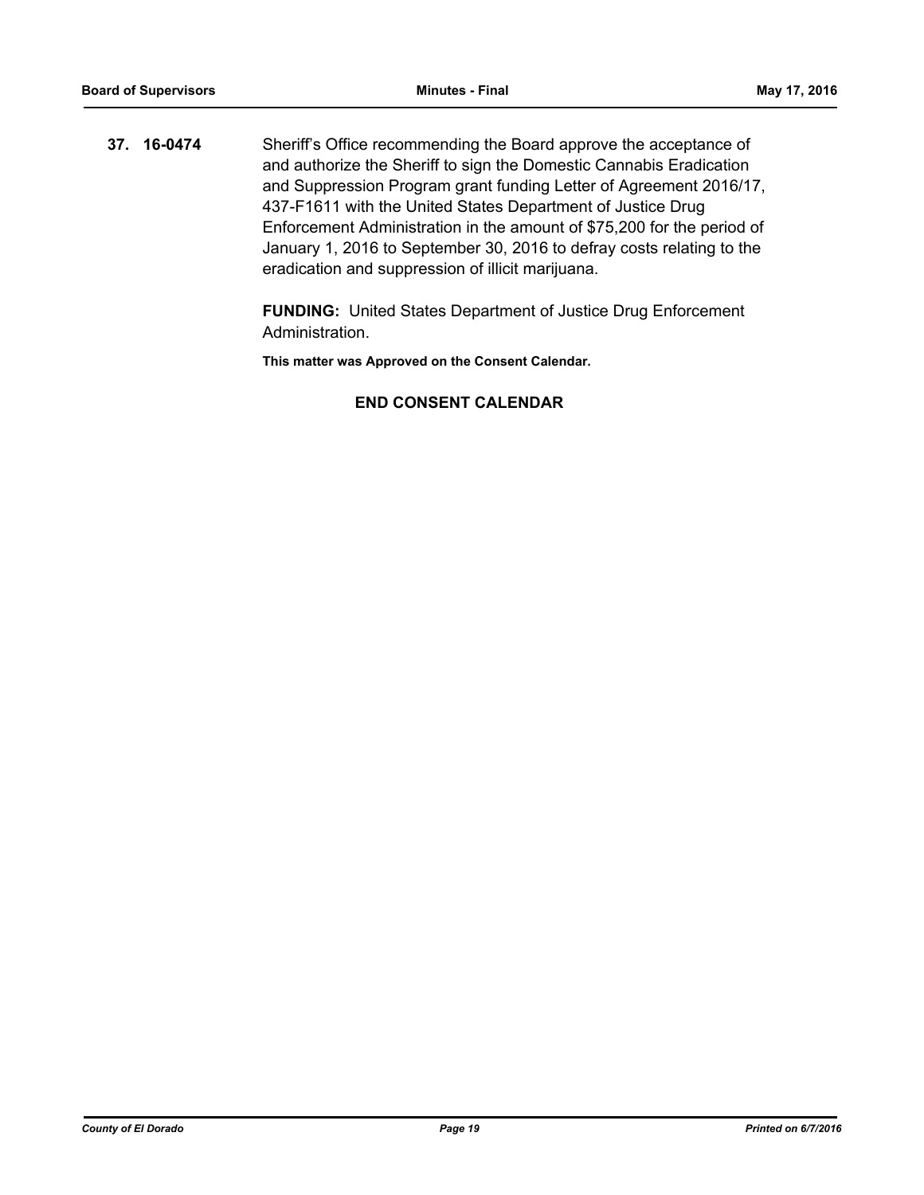**37. 16-0474** Sheriff's Office recommending the Board approve the acceptance of and authorize the Sheriff to sign the Domestic Cannabis Eradication and Suppression Program grant funding Letter of Agreement 2016/17, 437-F1611 with the United States Department of Justice Drug Enforcement Administration in the amount of $75,200 for the period of January 1, 2016 to September 30, 2016 to defray costs relating to the eradication and suppression of illicit marijuana.

**FUNDING:** United States Department of Justice Drug Enforcement Administration.

**This matter was Approved on the Consent Calendar.**

**END CONSENT CALENDAR**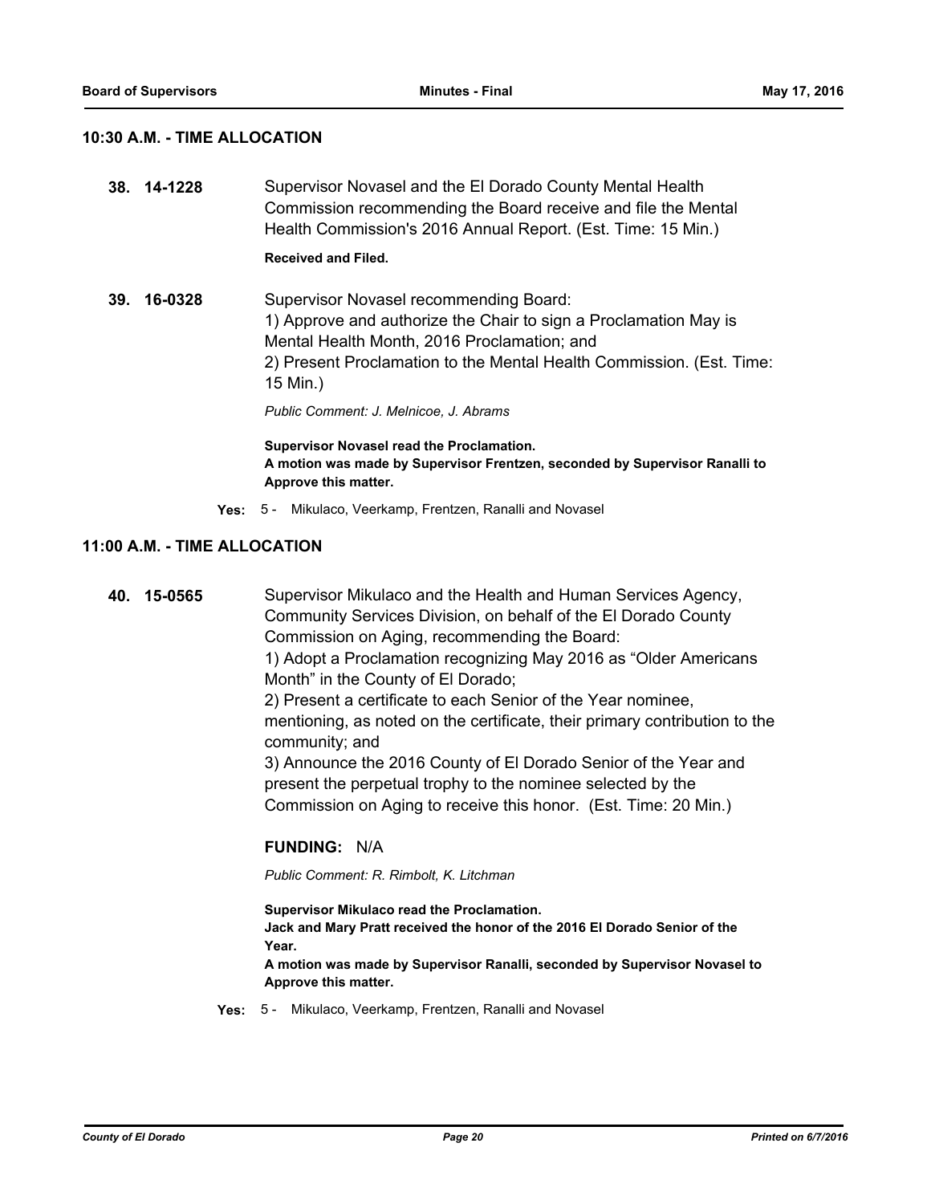## 10:30 A.M. - TIME ALLOCATION

**38. 14-1228** Supervisor Novasel and the El Dorado County Mental Health Commission recommending the Board receive and file the Mental Health Commission's 2016 Annual Report. (Est. Time: 15 Min.)

**Received and Filed.**

**39. 16-0328** Supervisor Novasel recommending Board:
1) Approve and authorize the Chair to sign a Proclamation May is Mental Health Month, 2016 Proclamation; and
2) Present Proclamation to the Mental Health Commission. (Est. Time: 15 Min.)

*Public Comment: J. Melnicoe, J. Abrams*

**Supervisor Novasel read the Proclamation.**
**A motion was made by Supervisor Frentzen, seconded by Supervisor Ranalli to Approve this matter.**

**Yes:** 5 - Mikulaco, Veerkamp, Frentzen, Ranalli and Novasel

## 11:00 A.M. - TIME ALLOCATION

**40. 15-0565** Supervisor Mikulaco and the Health and Human Services Agency, Community Services Division, on behalf of the El Dorado County Commission on Aging, recommending the Board:
1) Adopt a Proclamation recognizing May 2016 as "Older Americans Month" in the County of El Dorado;
2) Present a certificate to each Senior of the Year nominee, mentioning, as noted on the certificate, their primary contribution to the community; and
3) Announce the 2016 County of El Dorado Senior of the Year and present the perpetual trophy to the nominee selected by the Commission on Aging to receive this honor. (Est. Time: 20 Min.)

**FUNDING:** N/A

*Public Comment: R. Rimbolt, K. Litchman*

**Supervisor Mikulaco read the Proclamation.**
**Jack and Mary Pratt received the honor of the 2016 El Dorado Senior of the Year.**
**A motion was made by Supervisor Ranalli, seconded by Supervisor Novasel to Approve this matter.**

**Yes:** 5 - Mikulaco, Veerkamp, Frentzen, Ranalli and Novasel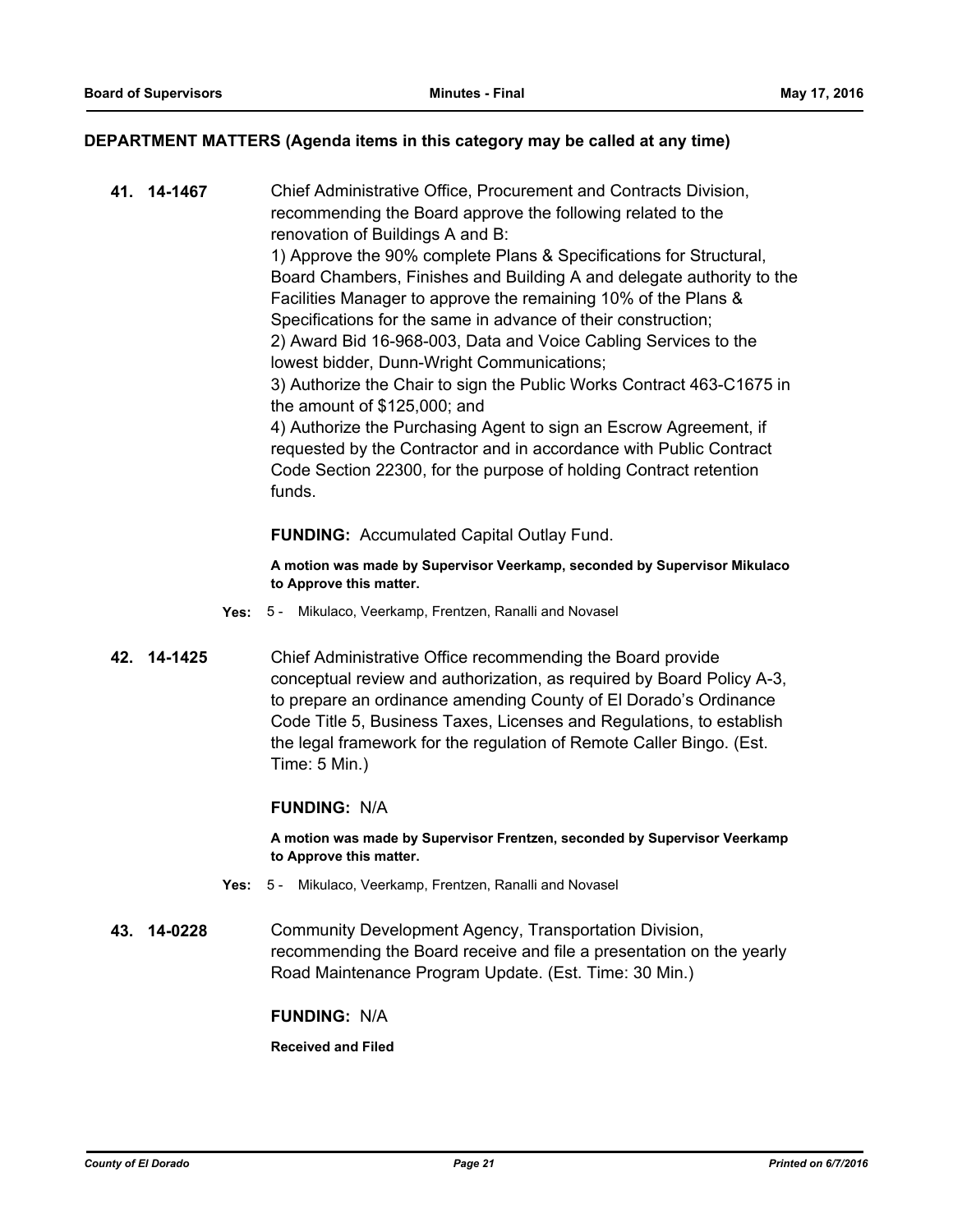## DEPARTMENT MATTERS (Agenda items in this category may be called at any time)

**41. 14-1467** Chief Administrative Office, Procurement and Contracts Division, recommending the Board approve the following related to the renovation of Buildings A and B:
1) Approve the 90% complete Plans & Specifications for Structural, Board Chambers, Finishes and Building A and delegate authority to the Facilities Manager to approve the remaining 10% of the Plans & Specifications for the same in advance of their construction;
2) Award Bid 16-968-003, Data and Voice Cabling Services to the lowest bidder, Dunn-Wright Communications;
3) Authorize the Chair to sign the Public Works Contract 463-C1675 in the amount of $125,000; and
4) Authorize the Purchasing Agent to sign an Escrow Agreement, if requested by the Contractor and in accordance with Public Contract Code Section 22300, for the purpose of holding Contract retention funds.

**FUNDING:** Accumulated Capital Outlay Fund.

**A motion was made by Supervisor Veerkamp, seconded by Supervisor Mikulaco to Approve this matter.**

**Yes:** 5 - Mikulaco, Veerkamp, Frentzen, Ranalli and Novasel

**42. 14-1425** Chief Administrative Office recommending the Board provide conceptual review and authorization, as required by Board Policy A-3, to prepare an ordinance amending County of El Dorado's Ordinance Code Title 5, Business Taxes, Licenses and Regulations, to establish the legal framework for the regulation of Remote Caller Bingo. (Est. Time: 5 Min.)

**FUNDING:** N/A

**A motion was made by Supervisor Frentzen, seconded by Supervisor Veerkamp to Approve this matter.**

**Yes:** 5 - Mikulaco, Veerkamp, Frentzen, Ranalli and Novasel

**43. 14-0228** Community Development Agency, Transportation Division, recommending the Board receive and file a presentation on the yearly Road Maintenance Program Update. (Est. Time: 30 Min.)

**FUNDING:** N/A

**Received and Filed**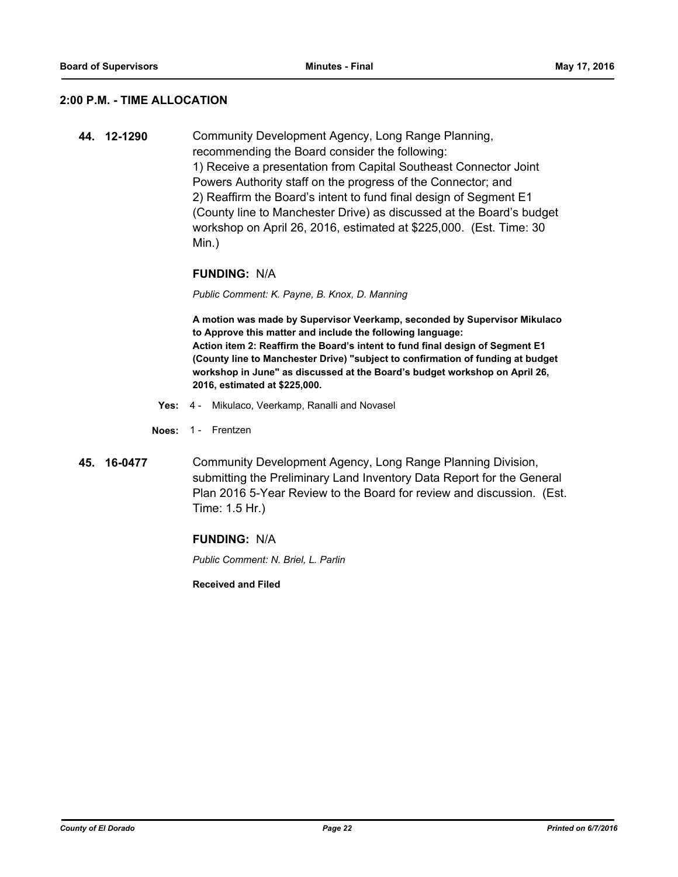## 2:00 P.M. - TIME ALLOCATION

**44. 12-1290** Community Development Agency, Long Range Planning, recommending the Board consider the following:
1) Receive a presentation from Capital Southeast Connector Joint Powers Authority staff on the progress of the Connector; and
2) Reaffirm the Board's intent to fund final design of Segment E1 (County line to Manchester Drive) as discussed at the Board's budget workshop on April 26, 2016, estimated at $225,000. (Est. Time: 30 Min.)

**FUNDING:** N/A

*Public Comment: K. Payne, B. Knox, D. Manning*

**A motion was made by Supervisor Veerkamp, seconded by Supervisor Mikulaco to Approve this matter and include the following language:**
**Action item 2: Reaffirm the Board's intent to fund final design of Segment E1 (County line to Manchester Drive) "subject to confirmation of funding at budget workshop in June" as discussed at the Board's budget workshop on April 26, 2016, estimated at $225,000.**

**Yes:** 4 - Mikulaco, Veerkamp, Ranalli and Novasel

**Noes:** 1 - Frentzen

**45. 16-0477** Community Development Agency, Long Range Planning Division, submitting the Preliminary Land Inventory Data Report for the General Plan 2016 5-Year Review to the Board for review and discussion. (Est. Time: 1.5 Hr.)

**FUNDING:** N/A

*Public Comment: N. Briel, L. Parlin*

**Received and Filed**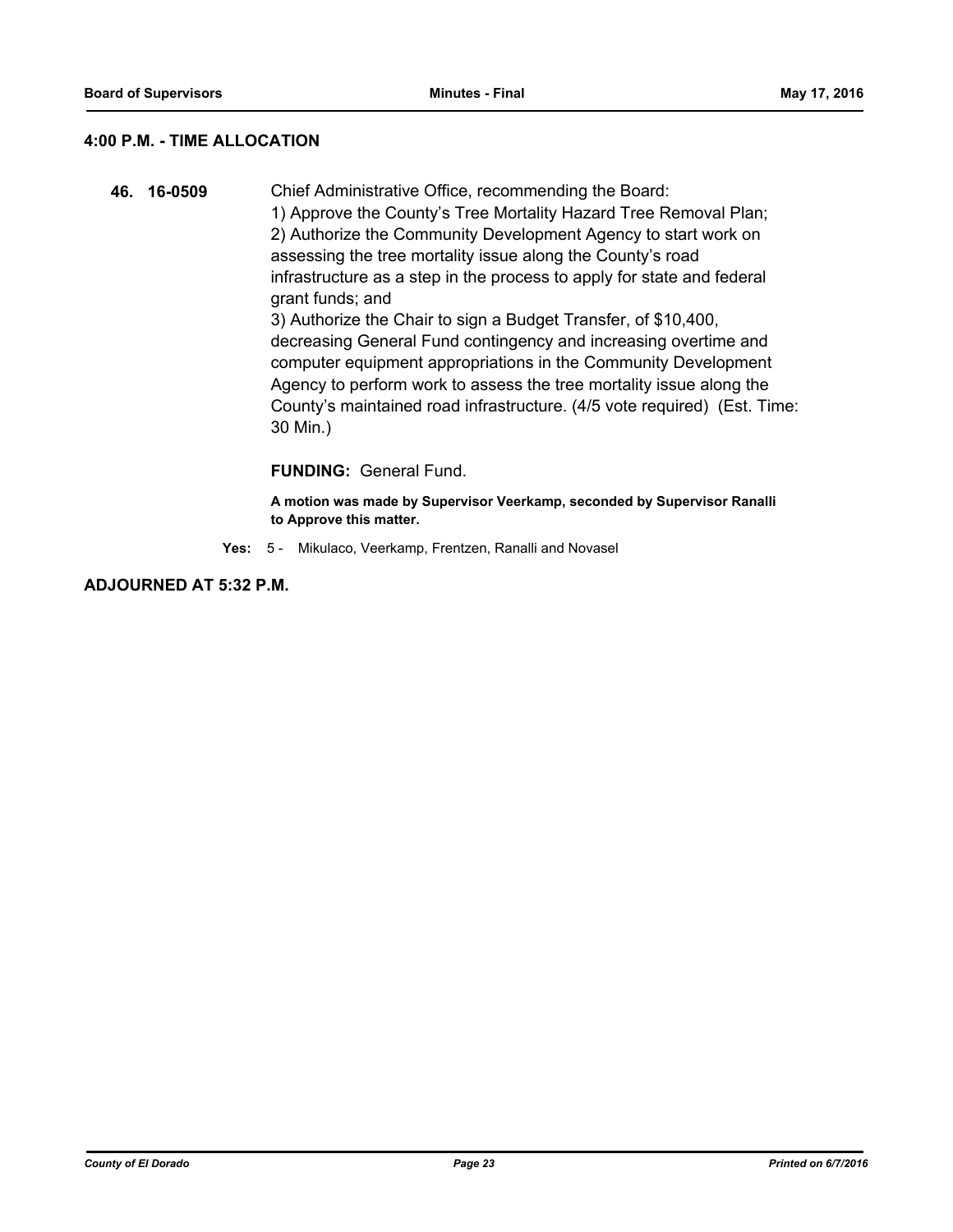## 4:00 P.M. - TIME ALLOCATION

**46. 16-0509** Chief Administrative Office, recommending the Board:
1) Approve the County's Tree Mortality Hazard Tree Removal Plan;
2) Authorize the Community Development Agency to start work on assessing the tree mortality issue along the County's road infrastructure as a step in the process to apply for state and federal grant funds; and
3) Authorize the Chair to sign a Budget Transfer, of $10,400, decreasing General Fund contingency and increasing overtime and computer equipment appropriations in the Community Development Agency to perform work to assess the tree mortality issue along the County's maintained road infrastructure. (4/5 vote required) (Est. Time: 30 Min.)

**FUNDING:** General Fund.

**A motion was made by Supervisor Veerkamp, seconded by Supervisor Ranalli to Approve this matter.**

**Yes:** 5 - Mikulaco, Veerkamp, Frentzen, Ranalli and Novasel

## ADJOURNED AT 5:32 P.M.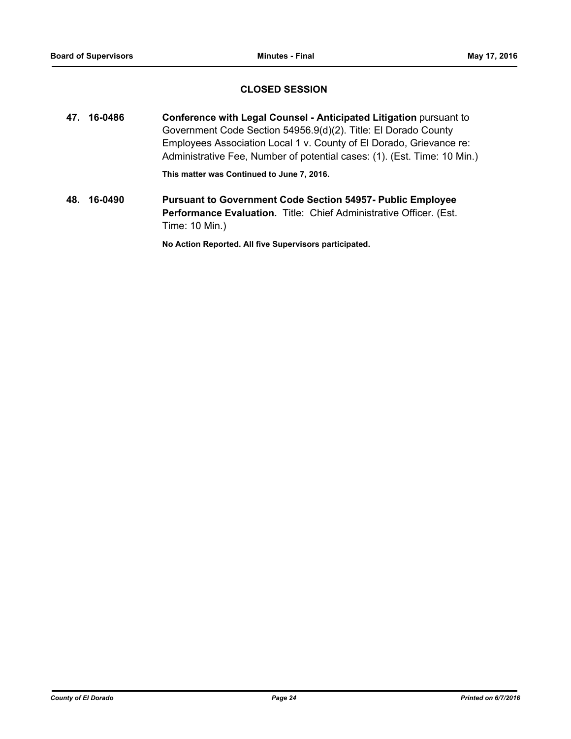## CLOSED SESSION

**47. 16-0486** **Conference with Legal Counsel - Anticipated Litigation** pursuant to Government Code Section 54956.9(d)(2). Title: El Dorado County Employees Association Local 1 v. County of El Dorado, Grievance re: Administrative Fee, Number of potential cases: (1). (Est. Time: 10 Min.)

**This matter was Continued to June 7, 2016.**

**48. 16-0490** **Pursuant to Government Code Section 54957- Public Employee Performance Evaluation.** Title: Chief Administrative Officer. (Est. Time: 10 Min.)

**No Action Reported. All five Supervisors participated.**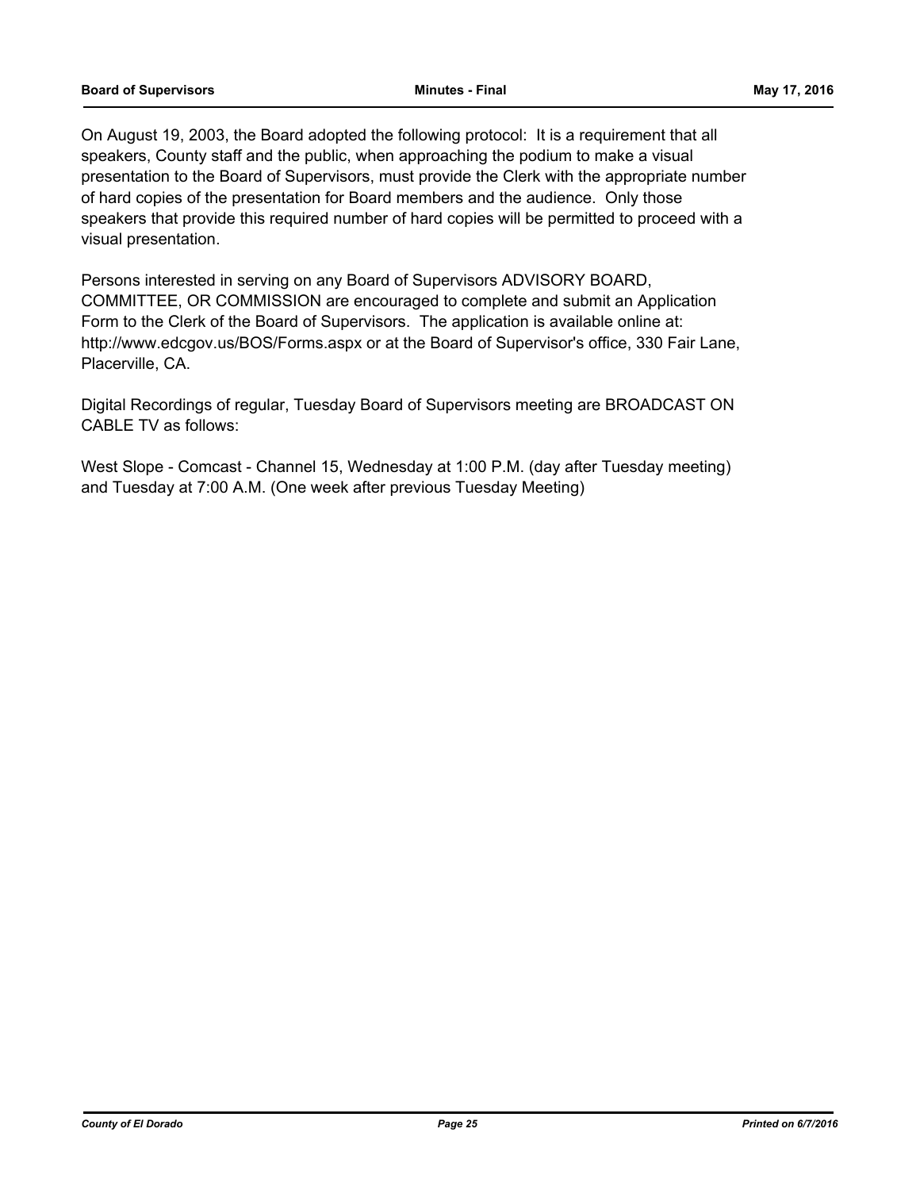On August 19, 2003, the Board adopted the following protocol: It is a requirement that all speakers, County staff and the public, when approaching the podium to make a visual presentation to the Board of Supervisors, must provide the Clerk with the appropriate number of hard copies of the presentation for Board members and the audience. Only those speakers that provide this required number of hard copies will be permitted to proceed with a visual presentation.

Persons interested in serving on any Board of Supervisors ADVISORY BOARD, COMMITTEE, OR COMMISSION are encouraged to complete and submit an Application Form to the Clerk of the Board of Supervisors. The application is available online at: http://www.edcgov.us/BOS/Forms.aspx or at the Board of Supervisor's office, 330 Fair Lane, Placerville, CA.

Digital Recordings of regular, Tuesday Board of Supervisors meeting are BROADCAST ON CABLE TV as follows:

West Slope - Comcast - Channel 15, Wednesday at 1:00 P.M. (day after Tuesday meeting) and Tuesday at 7:00 A.M. (One week after previous Tuesday Meeting)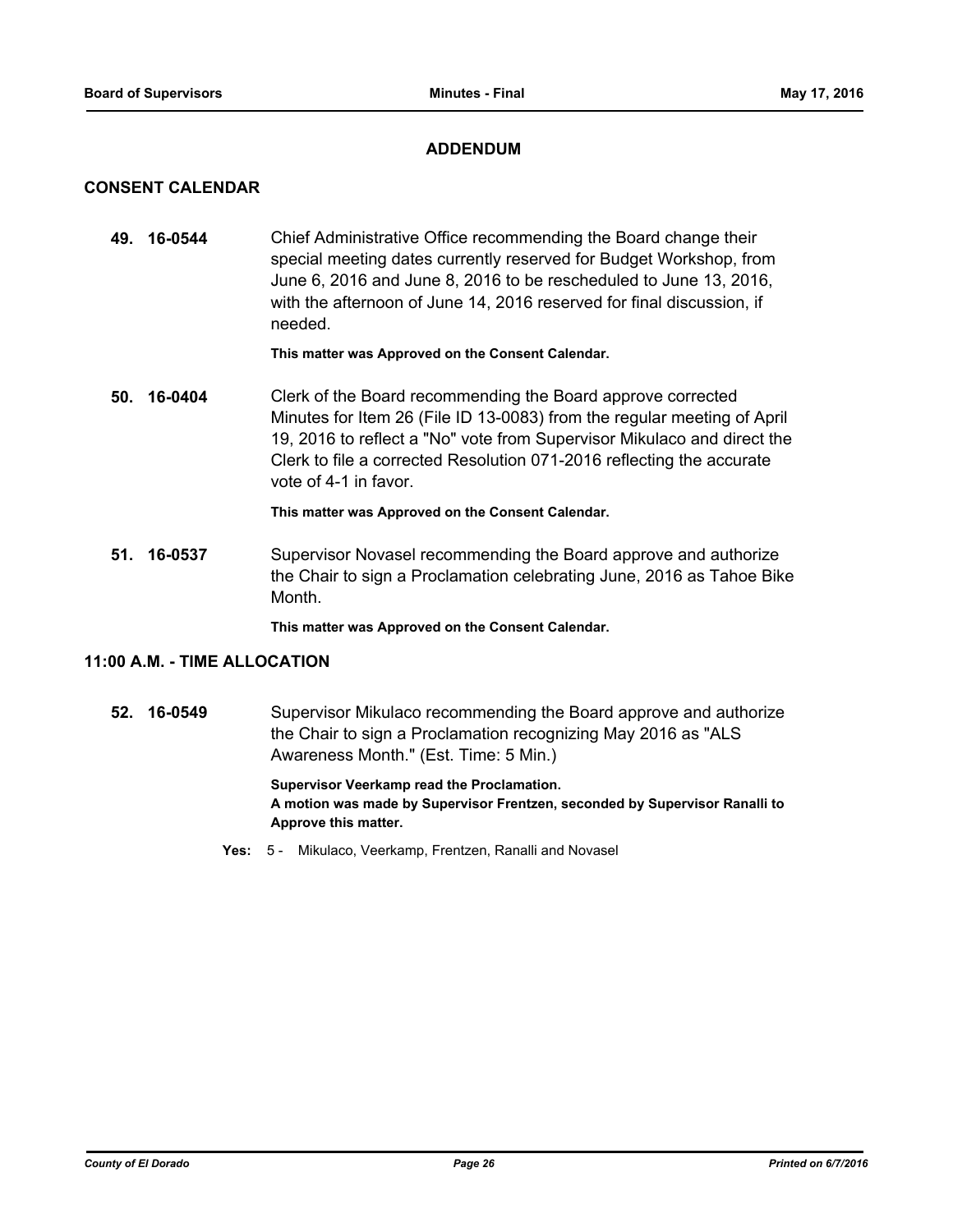## ADDENDUM

### CONSENT CALENDAR

**49. 16-0544** Chief Administrative Office recommending the Board change their special meeting dates currently reserved for Budget Workshop, from June 6, 2016 and June 8, 2016 to be rescheduled to June 13, 2016, with the afternoon of June 14, 2016 reserved for final discussion, if needed.

**This matter was Approved on the Consent Calendar.**

**50. 16-0404** Clerk of the Board recommending the Board approve corrected Minutes for Item 26 (File ID 13-0083) from the regular meeting of April 19, 2016 to reflect a "No" vote from Supervisor Mikulaco and direct the Clerk to file a corrected Resolution 071-2016 reflecting the accurate vote of 4-1 in favor.

**This matter was Approved on the Consent Calendar.**

**51. 16-0537** Supervisor Novasel recommending the Board approve and authorize the Chair to sign a Proclamation celebrating June, 2016 as Tahoe Bike Month.

**This matter was Approved on the Consent Calendar.**

### 11:00 A.M. - TIME ALLOCATION

**52. 16-0549** Supervisor Mikulaco recommending the Board approve and authorize the Chair to sign a Proclamation recognizing May 2016 as "ALS Awareness Month." (Est. Time: 5 Min.)

**Supervisor Veerkamp read the Proclamation.**
**A motion was made by Supervisor Frentzen, seconded by Supervisor Ranalli to Approve this matter.**

**Yes:** 5 - Mikulaco, Veerkamp, Frentzen, Ranalli and Novasel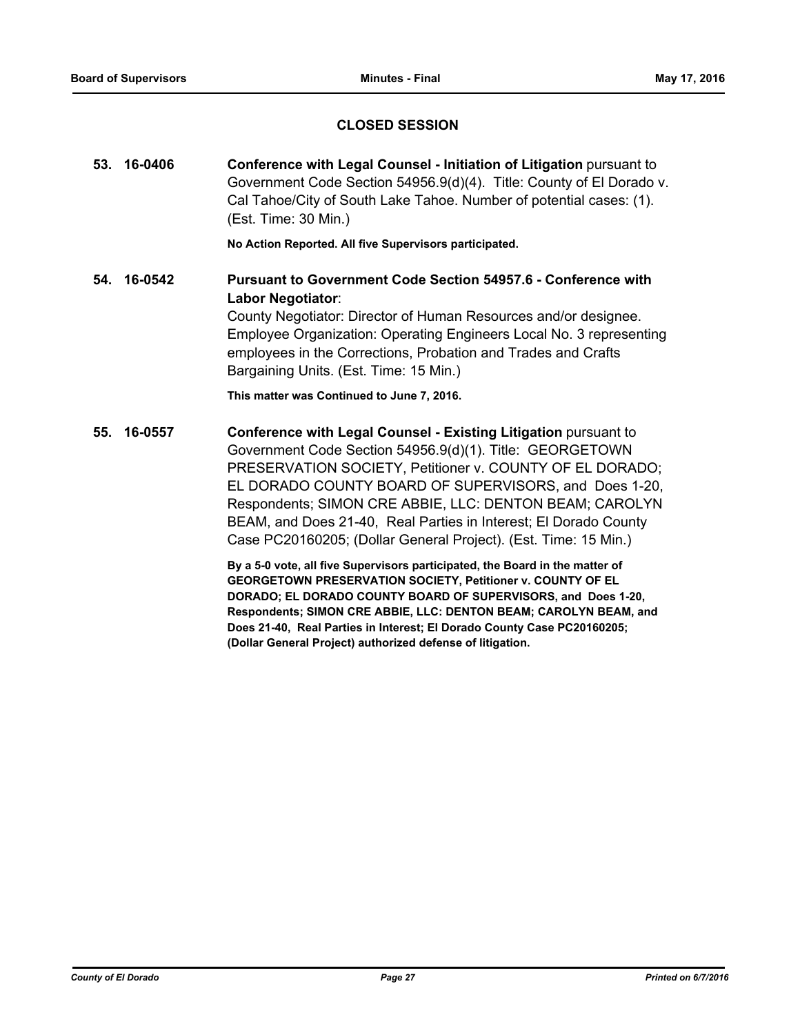## CLOSED SESSION

**53. 16-0406** **Conference with Legal Counsel - Initiation of Litigation** pursuant to Government Code Section 54956.9(d)(4). Title: County of El Dorado v. Cal Tahoe/City of South Lake Tahoe. Number of potential cases: (1). (Est. Time: 30 Min.)

**No Action Reported. All five Supervisors participated.**

**54. 16-0542** **Pursuant to Government Code Section 54957.6 - Conference with Labor Negotiator**:

County Negotiator: Director of Human Resources and/or designee. Employee Organization: Operating Engineers Local No. 3 representing employees in the Corrections, Probation and Trades and Crafts Bargaining Units. (Est. Time: 15 Min.)

**This matter was Continued to June 7, 2016.**

**55. 16-0557** **Conference with Legal Counsel - Existing Litigation** pursuant to Government Code Section 54956.9(d)(1). Title: GEORGETOWN PRESERVATION SOCIETY, Petitioner v. COUNTY OF EL DORADO; EL DORADO COUNTY BOARD OF SUPERVISORS, and Does 1-20, Respondents; SIMON CRE ABBIE, LLC: DENTON BEAM; CAROLYN BEAM, and Does 21-40, Real Parties in Interest; El Dorado County Case PC20160205; (Dollar General Project). (Est. Time: 15 Min.)

**By a 5-0 vote, all five Supervisors participated, the Board in the matter of GEORGETOWN PRESERVATION SOCIETY, Petitioner v. COUNTY OF EL DORADO; EL DORADO COUNTY BOARD OF SUPERVISORS, and Does 1-20, Respondents; SIMON CRE ABBIE, LLC: DENTON BEAM; CAROLYN BEAM, and Does 21-40, Real Parties in Interest; El Dorado County Case PC20160205; (Dollar General Project) authorized defense of litigation.**